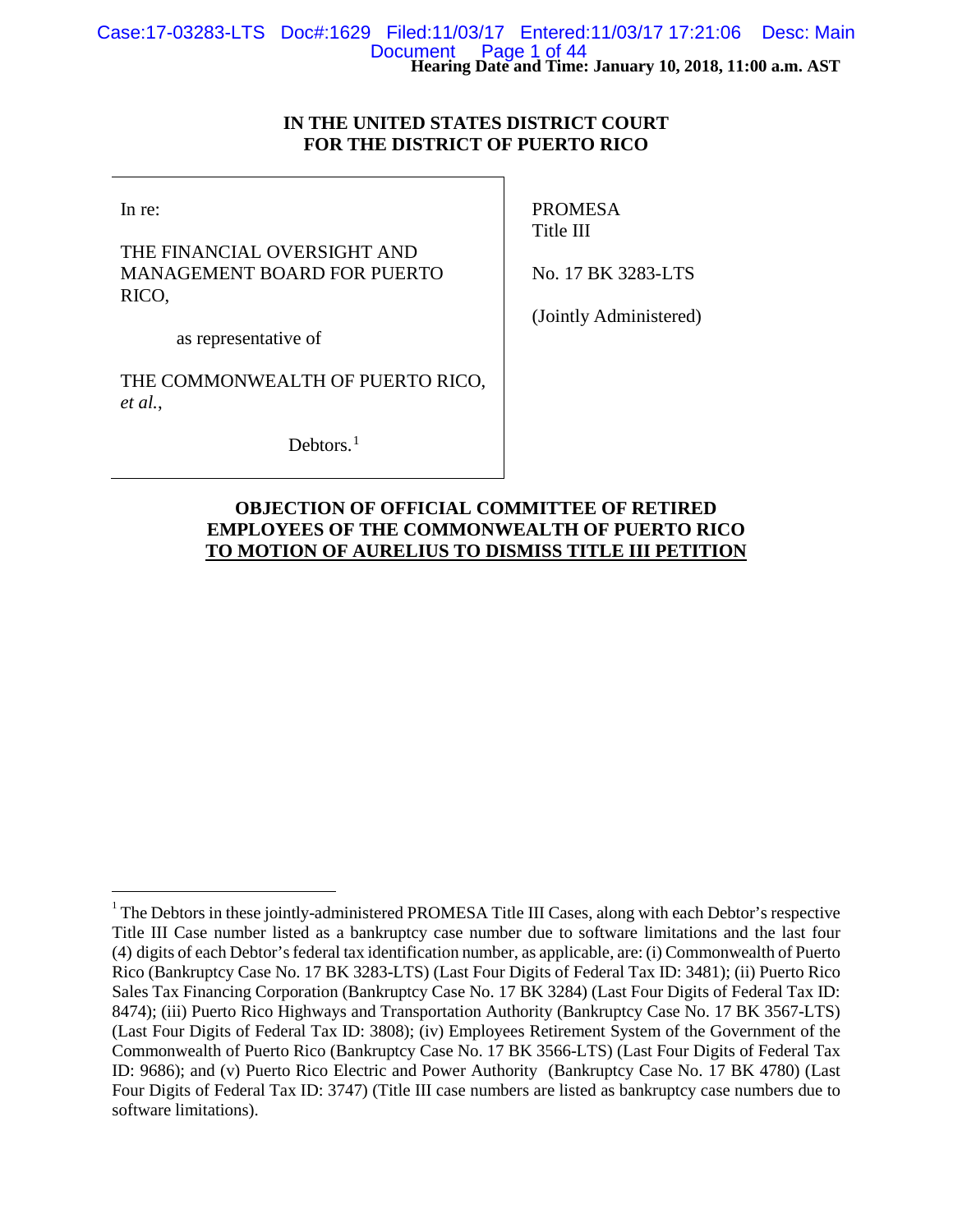**Hearing Date and Time: January 10, 2018, 11:00 a.m. AST**

**IN THE UNITED STATES DISTRICT COURT**
**FOR THE DISTRICT OF PUERTO RICO**

| | |
|---|---|
| In re:<br><br>THE FINANCIAL OVERSIGHT AND MANAGEMENT BOARD FOR PUERTO RICO,<br><br>as representative of<br><br>THE COMMONWEALTH OF PUERTO RICO, *et al.*,<br><br>Debtors.[1] | PROMESA<br>Title III<br><br>No. 17 BK 3283-LTS<br><br>(Jointly Administered) |

**OBJECTION OF OFFICIAL COMMITTEE OF RETIRED EMPLOYEES OF THE COMMONWEALTH OF PUERTO RICO TO MOTION OF AURELIUS TO DISMISS TITLE III PETITION**

---

[1] The Debtors in these jointly-administered PROMESA Title III Cases, along with each Debtor's respective Title III Case number listed as a bankruptcy case number due to software limitations and the last four (4) digits of each Debtor's federal tax identification number, as applicable, are: (i) Commonwealth of Puerto Rico (Bankruptcy Case No. 17 BK 3283-LTS) (Last Four Digits of Federal Tax ID: 3481); (ii) Puerto Rico Sales Tax Financing Corporation (Bankruptcy Case No. 17 BK 3284) (Last Four Digits of Federal Tax ID: 8474); (iii) Puerto Rico Highways and Transportation Authority (Bankruptcy Case No. 17 BK 3567-LTS) (Last Four Digits of Federal Tax ID: 3808); (iv) Employees Retirement System of the Government of the Commonwealth of Puerto Rico (Bankruptcy Case No. 17 BK 3566-LTS) (Last Four Digits of Federal Tax ID: 9686); and (v) Puerto Rico Electric and Power Authority (Bankruptcy Case No. 17 BK 4780) (Last Four Digits of Federal Tax ID: 3747) (Title III case numbers are listed as bankruptcy case numbers due to software limitations).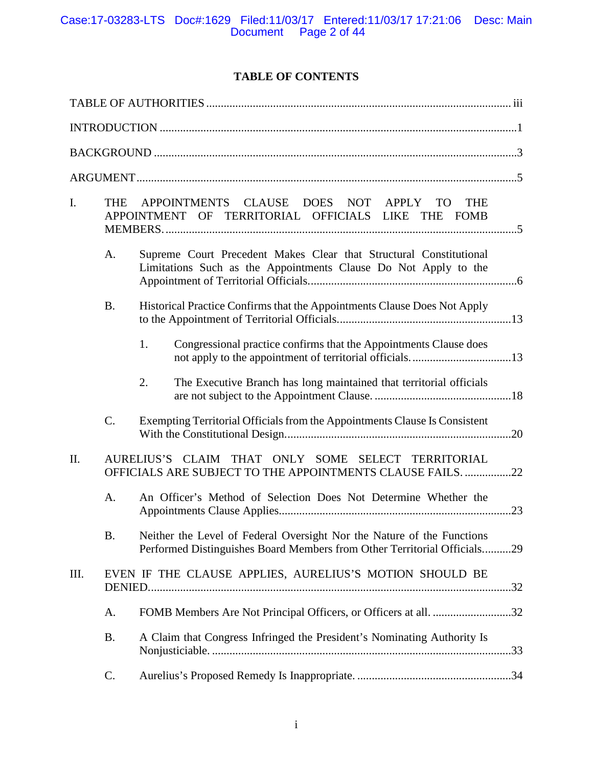## TABLE OF CONTENTS

TABLE OF AUTHORITIES ........................................................................................................ iii

INTRODUCTION ..........................................................................................................................1

BACKGROUND ............................................................................................................................3

ARGUMENT..................................................................................................................................5

I. THE APPOINTMENTS CLAUSE DOES NOT APPLY TO THE APPOINTMENT OF TERRITORIAL OFFICIALS LIKE THE FOMB MEMBERS. ........................................................................................................................5

   A. Supreme Court Precedent Makes Clear that Structural Constitutional Limitations Such as the Appointments Clause Do Not Apply to the Appointment of Territorial Officials.......................................................................6

   B. Historical Practice Confirms that the Appointments Clause Does Not Apply to the Appointment of Territorial Officials...........................................................13

      1. Congressional practice confirms that the Appointments Clause does not apply to the appointment of territorial officials. .................................13

      2. The Executive Branch has long maintained that territorial officials are not subject to the Appointment Clause. ...............................................18

   C. Exempting Territorial Officials from the Appointments Clause Is Consistent With the Constitutional Design.............................................................................20

II. AURELIUS'S CLAIM THAT ONLY SOME SELECT TERRITORIAL OFFICIALS ARE SUBJECT TO THE APPOINTMENTS CLAUSE FAILS. ................22

   A. An Officer's Method of Selection Does Not Determine Whether the Appointments Clause Applies..............................................................................23

   B. Neither the Level of Federal Oversight Nor the Nature of the Functions Performed Distinguishes Board Members from Other Territorial Officials..........29

III. EVEN IF THE CLAUSE APPLIES, AURELIUS'S MOTION SHOULD BE DENIED.........................................................................................................................32

   A. FOMB Members Are Not Principal Officers, or Officers at all. ...........................32

   B. A Claim that Congress Infringed the President's Nominating Authority Is Nonjusticiable. ......................................................................................................33

   C. Aurelius's Proposed Remedy Is Inappropriate. .....................................................34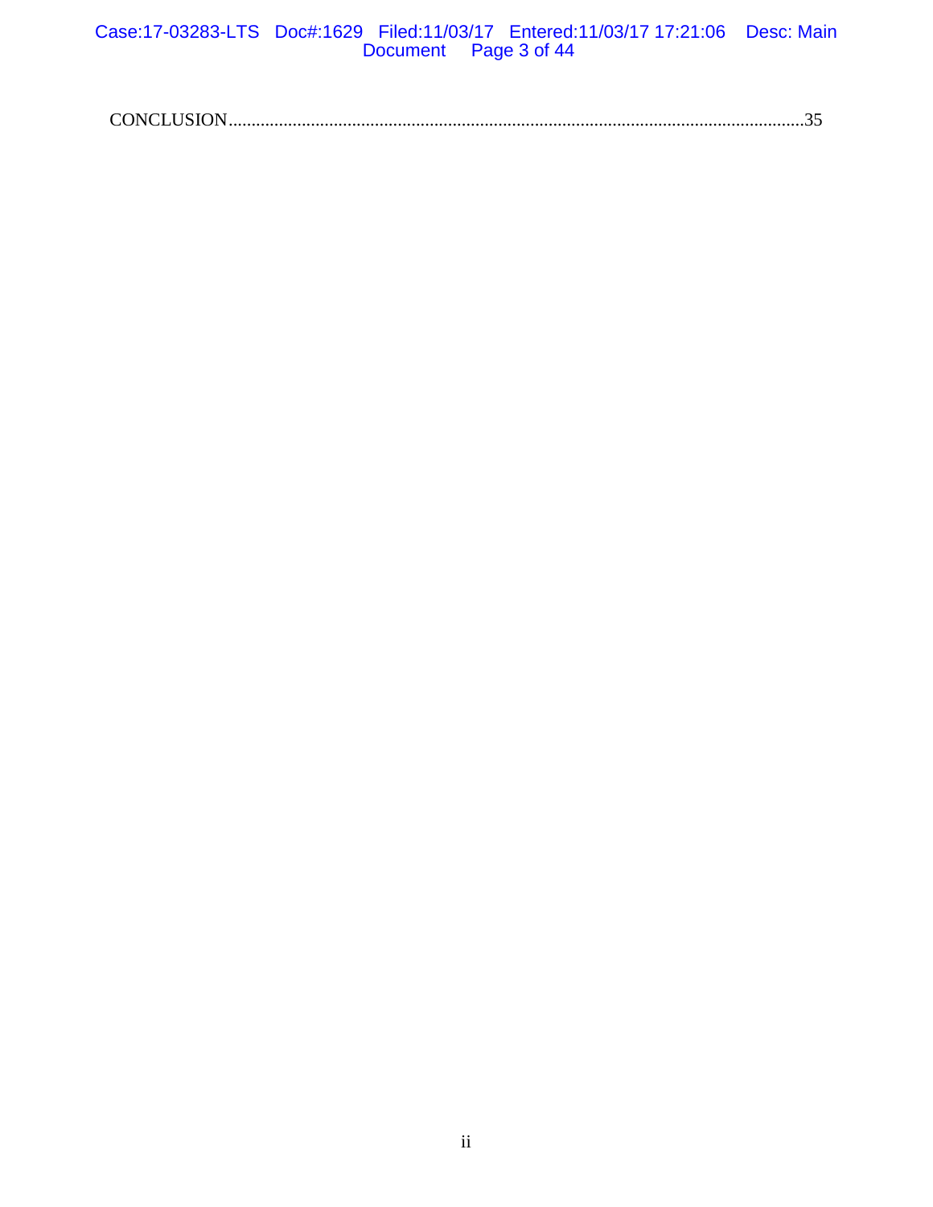CONCLUSION.............................................................................................................................35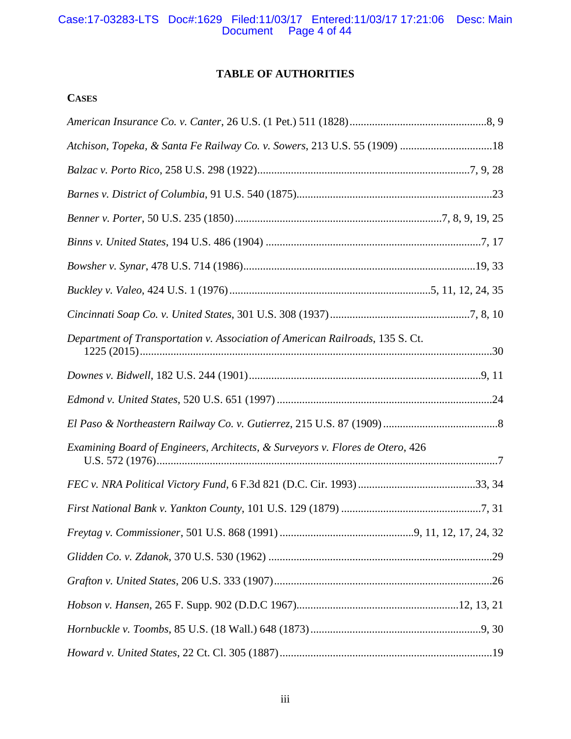# TABLE OF AUTHORITIES

**CASES**

*American Insurance Co. v. Canter*, 26 U.S. (1 Pet.) 511 (1828) ....................8, 9

*Atchison, Topeka, & Santa Fe Railway Co. v. Sowers*, 213 U.S. 55 (1909) ....................18

*Balzac v. Porto Rico*, 258 U.S. 298 (1922) ....................7, 9, 28

*Barnes v. District of Columbia*, 91 U.S. 540 (1875) ....................23

*Benner v. Porter*, 50 U.S. 235 (1850) ....................7, 8, 9, 19, 25

*Binns v. United States*, 194 U.S. 486 (1904) ....................7, 17

*Bowsher v. Synar*, 478 U.S. 714 (1986) ....................19, 33

*Buckley v. Valeo*, 424 U.S. 1 (1976) ....................5, 11, 12, 24, 35

*Cincinnati Soap Co. v. United States*, 301 U.S. 308 (1937) ....................7, 8, 10

*Department of Transportation v. Association of American Railroads*, 135 S. Ct. 1225 (2015) ....................30

*Downes v. Bidwell*, 182 U.S. 244 (1901) ....................9, 11

*Edmond v. United States*, 520 U.S. 651 (1997) ....................24

*El Paso & Northeastern Railway Co. v. Gutierrez*, 215 U.S. 87 (1909) ....................8

*Examining Board of Engineers, Architects, & Surveyors v. Flores de Otero*, 426 U.S. 572 (1976) ....................7

*FEC v. NRA Political Victory Fund*, 6 F.3d 821 (D.C. Cir. 1993) ....................33, 34

*First National Bank v. Yankton County*, 101 U.S. 129 (1879) ....................7, 31

*Freytag v. Commissioner*, 501 U.S. 868 (1991) ....................9, 11, 12, 17, 24, 32

*Glidden Co. v. Zdanok*, 370 U.S. 530 (1962) ....................29

*Grafton v. United States*, 206 U.S. 333 (1907) ....................26

*Hobson v. Hansen*, 265 F. Supp. 902 (D.D.C 1967) ....................12, 13, 21

*Hornbuckle v. Toombs*, 85 U.S. (18 Wall.) 648 (1873) ....................9, 30

*Howard v. United States*, 22 Ct. Cl. 305 (1887) ....................19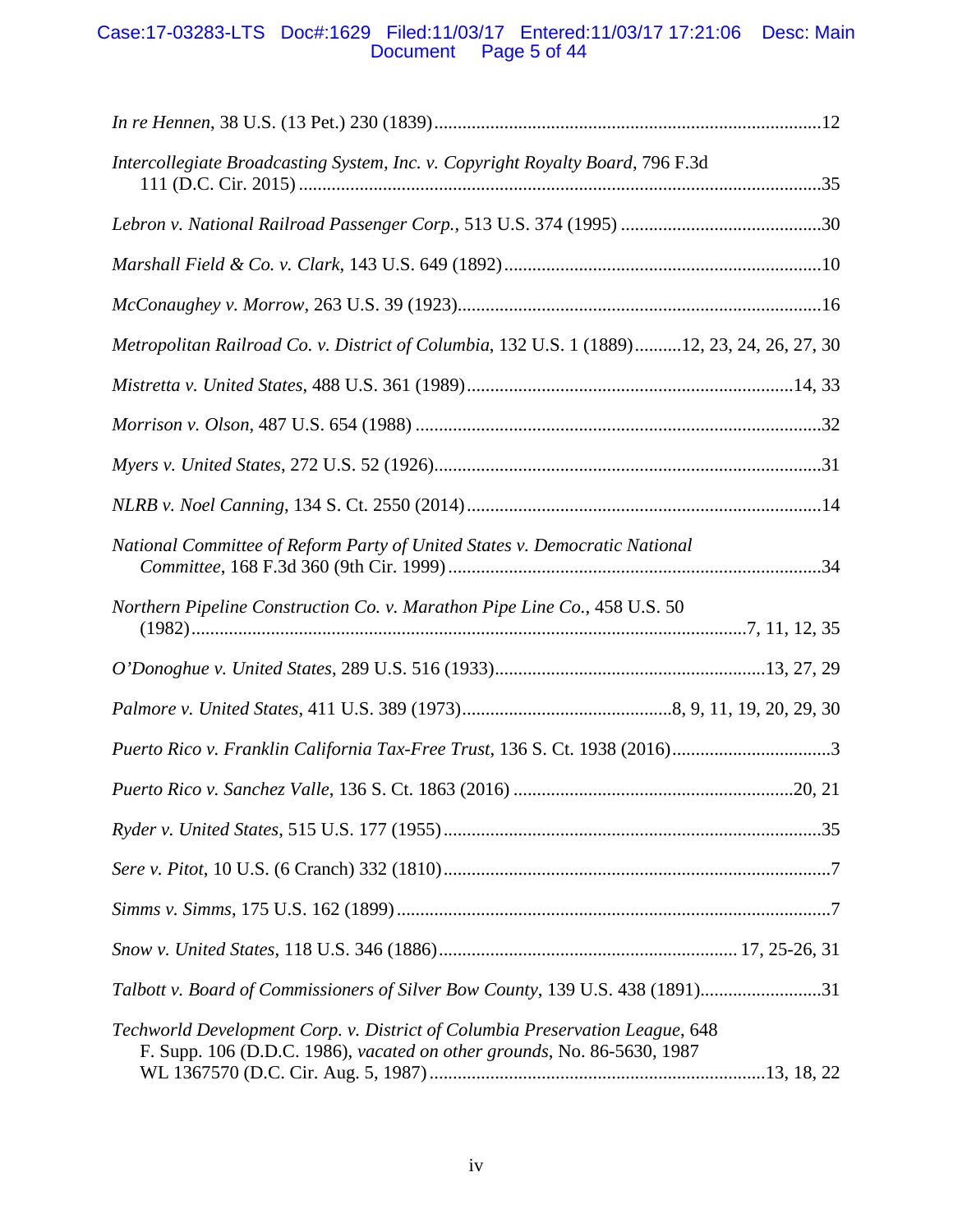*In re Hennen*, 38 U.S. (13 Pet.) 230 (1839) ........................................................................................12

*Intercollegiate Broadcasting System, Inc. v. Copyright Royalty Board*, 796 F.3d 111 (D.C. Cir. 2015) ........................................................................................35

*Lebron v. National Railroad Passenger Corp.*, 513 U.S. 374 (1995) ........................................................................................30

*Marshall Field & Co. v. Clark*, 143 U.S. 649 (1892) ........................................................................................10

*McConaughey v. Morrow*, 263 U.S. 39 (1923) ........................................................................................16

*Metropolitan Railroad Co. v. District of Columbia*, 132 U.S. 1 (1889) ..........12, 23, 24, 26, 27, 30

*Mistretta v. United States*, 488 U.S. 361 (1989) ........................................................................................14, 33

*Morrison v. Olson*, 487 U.S. 654 (1988) ........................................................................................32

*Myers v. United States*, 272 U.S. 52 (1926) ........................................................................................31

*NLRB v. Noel Canning*, 134 S. Ct. 2550 (2014) ........................................................................................14

*National Committee of Reform Party of United States v. Democratic National Committee*, 168 F.3d 360 (9th Cir. 1999) ........................................................................................34

*Northern Pipeline Construction Co. v. Marathon Pipe Line Co.*, 458 U.S. 50 (1982) ........................................................................................7, 11, 12, 35

*O'Donoghue v. United States*, 289 U.S. 516 (1933) ........................................................................................13, 27, 29

*Palmore v. United States*, 411 U.S. 389 (1973) ........................................................................................8, 9, 11, 19, 20, 29, 30

*Puerto Rico v. Franklin California Tax-Free Trust*, 136 S. Ct. 1938 (2016) ........................................................................................3

*Puerto Rico v. Sanchez Valle*, 136 S. Ct. 1863 (2016) ........................................................................................20, 21

*Ryder v. United States*, 515 U.S. 177 (1955) ........................................................................................35

*Sere v. Pitot*, 10 U.S. (6 Cranch) 332 (1810) ........................................................................................7

*Simms v. Simms*, 175 U.S. 162 (1899) ........................................................................................7

*Snow v. United States*, 118 U.S. 346 (1886) ........................................................................................17, 25-26, 31

*Talbott v. Board of Commissioners of Silver Bow County*, 139 U.S. 438 (1891) ........................................................................................31

*Techworld Development Corp. v. District of Columbia Preservation League*, 648 F. Supp. 106 (D.D.C. 1986), *vacated on other grounds*, No. 86-5630, 1987 WL 1367570 (D.C. Cir. Aug. 5, 1987) ........................................................................................13, 18, 22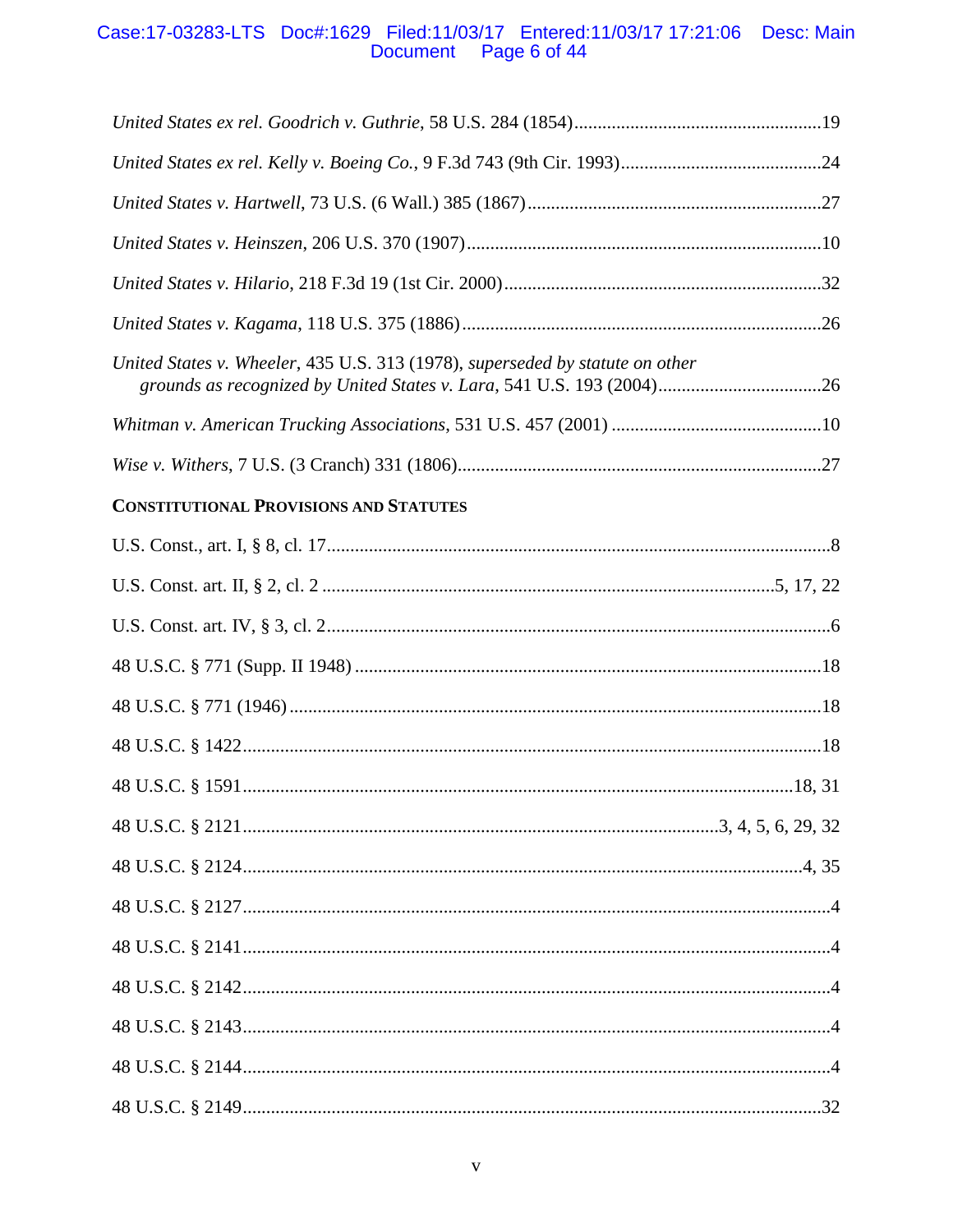*United States ex rel. Goodrich v. Guthrie*, 58 U.S. 284 (1854)....................................................19

*United States ex rel. Kelly v. Boeing Co.*, 9 F.3d 743 (9th Cir. 1993)..........................................24

*United States v. Hartwell*, 73 U.S. (6 Wall.) 385 (1867)..............................................................27

*United States v. Heinszen*, 206 U.S. 370 (1907)...........................................................................10

*United States v. Hilario*, 218 F.3d 19 (1st Cir. 2000)...................................................................32

*United States v. Kagama*, 118 U.S. 375 (1886)............................................................................26

*United States v. Wheeler*, 435 U.S. 313 (1978), *superseded by statute on other grounds as recognized by United States v. Lara*, 541 U.S. 193 (2004)..................................26

*Whitman v. American Trucking Associations*, 531 U.S. 457 (2001) ............................................10

*Wise v. Withers*, 7 U.S. (3 Cranch) 331 (1806).............................................................................27

**CONSTITUTIONAL PROVISIONS AND STATUTES**

U.S. Const., art. I, § 8, cl. 17...........................................................................................................8

U.S. Const. art. II, § 2, cl. 2 ...............................................................................................5, 17, 22

U.S. Const. art. IV, § 3, cl. 2...........................................................................................................6

48 U.S.C. § 771 (Supp. II 1948) ...................................................................................................18

48 U.S.C. § 771 (1946) .................................................................................................................18

48 U.S.C. § 1422..........................................................................................................................18

48 U.S.C. § 1591.....................................................................................................................18, 31

48 U.S.C. § 2121.....................................................................................................3, 4, 5, 6, 29, 32

48 U.S.C. § 2124.......................................................................................................................4, 35

48 U.S.C. § 2127............................................................................................................................4

48 U.S.C. § 2141............................................................................................................................4

48 U.S.C. § 2142............................................................................................................................4

48 U.S.C. § 2143............................................................................................................................4

48 U.S.C. § 2144............................................................................................................................4

48 U.S.C. § 2149..........................................................................................................................32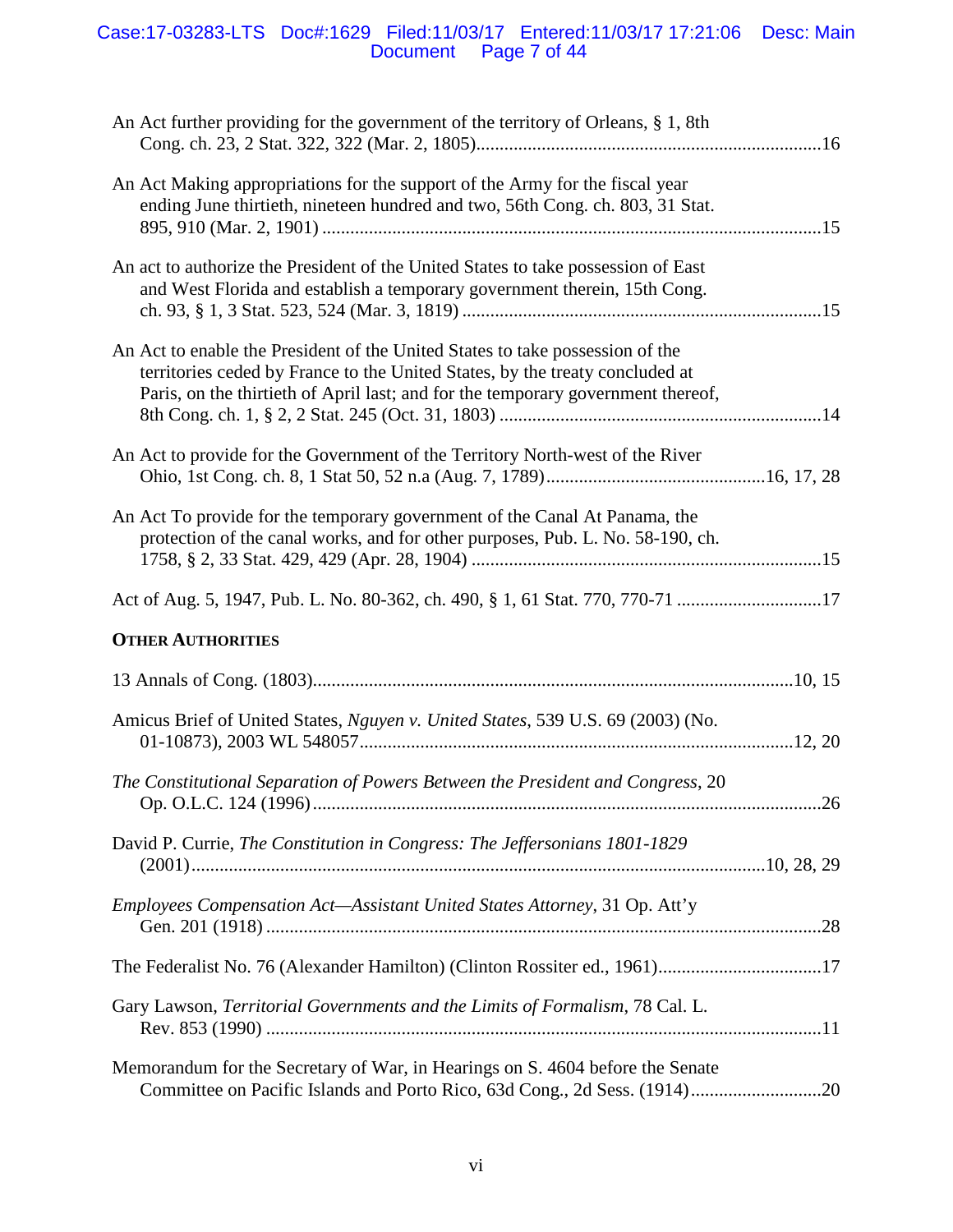An Act further providing for the government of the territory of Orleans, § 1, 8th Cong. ch. 23, 2 Stat. 322, 322 (Mar. 2, 1805)..........................................................................16

An Act Making appropriations for the support of the Army for the fiscal year ending June thirtieth, nineteen hundred and two, 56th Cong. ch. 803, 31 Stat. 895, 910 (Mar. 2, 1901) ..........................................................................................................15

An act to authorize the President of the United States to take possession of East and West Florida and establish a temporary government therein, 15th Cong. ch. 93, § 1, 3 Stat. 523, 524 (Mar. 3, 1819) ............................................................................15

An Act to enable the President of the United States to take possession of the territories ceded by France to the United States, by the treaty concluded at Paris, on the thirtieth of April last; and for the temporary government thereof, 8th Cong. ch. 1, § 2, 2 Stat. 245 (Oct. 31, 1803) .....................................................................14

An Act to provide for the Government of the Territory North-west of the River Ohio, 1st Cong. ch. 8, 1 Stat 50, 52 n.a (Aug. 7, 1789)...............................................16, 17, 28

An Act To provide for the temporary government of the Canal At Panama, the protection of the canal works, and for other purposes, Pub. L. No. 58-190, ch. 1758, § 2, 33 Stat. 429, 429 (Apr. 28, 1904) ...........................................................................15

Act of Aug. 5, 1947, Pub. L. No. 80-362, ch. 490, § 1, 61 Stat. 770, 770-71 ...............................17

**OTHER AUTHORITIES**

13 Annals of Cong. (1803).......................................................................................................10, 15

Amicus Brief of United States, *Nguyen v. United States*, 539 U.S. 69 (2003) (No. 01-10873), 2003 WL 548057.............................................................................................12, 20

*The Constitutional Separation of Powers Between the President and Congress*, 20 Op. O.L.C. 124 (1996) ............................................................................................................26

David P. Currie, *The Constitution in Congress: The Jeffersonians 1801-1829* (2001)..........................................................................................................................10, 28, 29

*Employees Compensation Act—Assistant United States Attorney*, 31 Op. Att'y Gen. 201 (1918) .......................................................................................................................28

The Federalist No. 76 (Alexander Hamilton) (Clinton Rossiter ed., 1961)...................................17

Gary Lawson, *Territorial Governments and the Limits of Formalism*, 78 Cal. L. Rev. 853 (1990) .......................................................................................................................11

Memorandum for the Secretary of War, in Hearings on S. 4604 before the Senate Committee on Pacific Islands and Porto Rico, 63d Cong., 2d Sess. (1914)............................20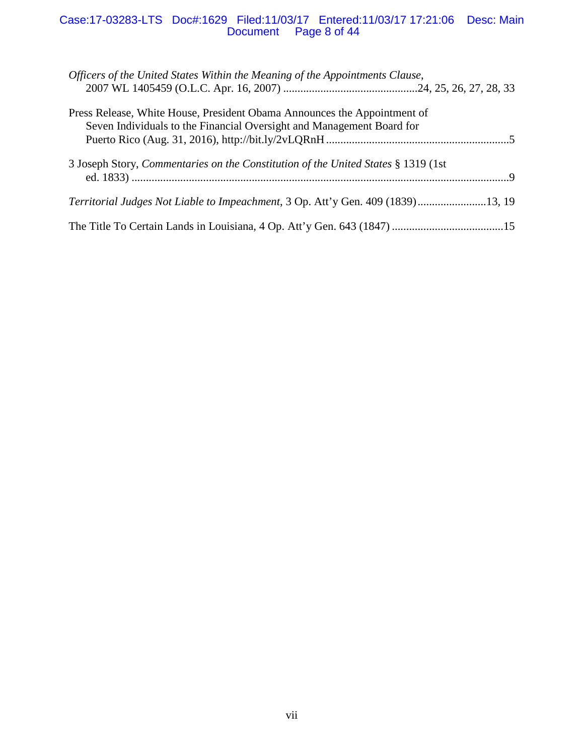*Officers of the United States Within the Meaning of the Appointments Clause*, 2007 WL 1405459 (O.L.C. Apr. 16, 2007) ..............................................24, 25, 26, 27, 28, 33

Press Release, White House, President Obama Announces the Appointment of Seven Individuals to the Financial Oversight and Management Board for Puerto Rico (Aug. 31, 2016), http://bit.ly/2vLQRnH ................................................................5

3 Joseph Story, *Commentaries on the Constitution of the United States* § 1319 (1st ed. 1833) ....................................................................................................................................9

*Territorial Judges Not Liable to Impeachment*, 3 Op. Att'y Gen. 409 (1839)........................13, 19

The Title To Certain Lands in Louisiana, 4 Op. Att'y Gen. 643 (1847) .......................................15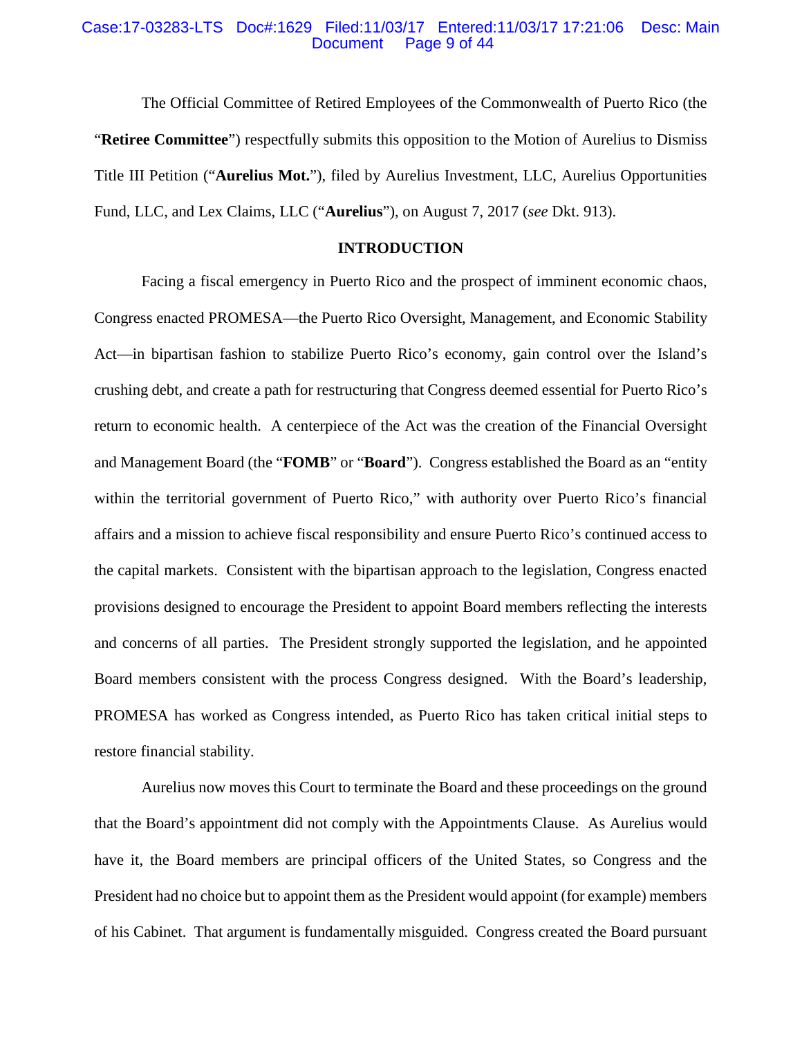The Official Committee of Retired Employees of the Commonwealth of Puerto Rico (the "**Retiree Committee**") respectfully submits this opposition to the Motion of Aurelius to Dismiss Title III Petition ("**Aurelius Mot.**"), filed by Aurelius Investment, LLC, Aurelius Opportunities Fund, LLC, and Lex Claims, LLC ("**Aurelius**"), on August 7, 2017 (*see* Dkt. 913).

## INTRODUCTION

Facing a fiscal emergency in Puerto Rico and the prospect of imminent economic chaos, Congress enacted PROMESA—the Puerto Rico Oversight, Management, and Economic Stability Act—in bipartisan fashion to stabilize Puerto Rico's economy, gain control over the Island's crushing debt, and create a path for restructuring that Congress deemed essential for Puerto Rico's return to economic health. A centerpiece of the Act was the creation of the Financial Oversight and Management Board (the "**FOMB**" or "**Board**"). Congress established the Board as an "entity within the territorial government of Puerto Rico," with authority over Puerto Rico's financial affairs and a mission to achieve fiscal responsibility and ensure Puerto Rico's continued access to the capital markets. Consistent with the bipartisan approach to the legislation, Congress enacted provisions designed to encourage the President to appoint Board members reflecting the interests and concerns of all parties. The President strongly supported the legislation, and he appointed Board members consistent with the process Congress designed. With the Board's leadership, PROMESA has worked as Congress intended, as Puerto Rico has taken critical initial steps to restore financial stability.

Aurelius now moves this Court to terminate the Board and these proceedings on the ground that the Board's appointment did not comply with the Appointments Clause. As Aurelius would have it, the Board members are principal officers of the United States, so Congress and the President had no choice but to appoint them as the President would appoint (for example) members of his Cabinet. That argument is fundamentally misguided. Congress created the Board pursuant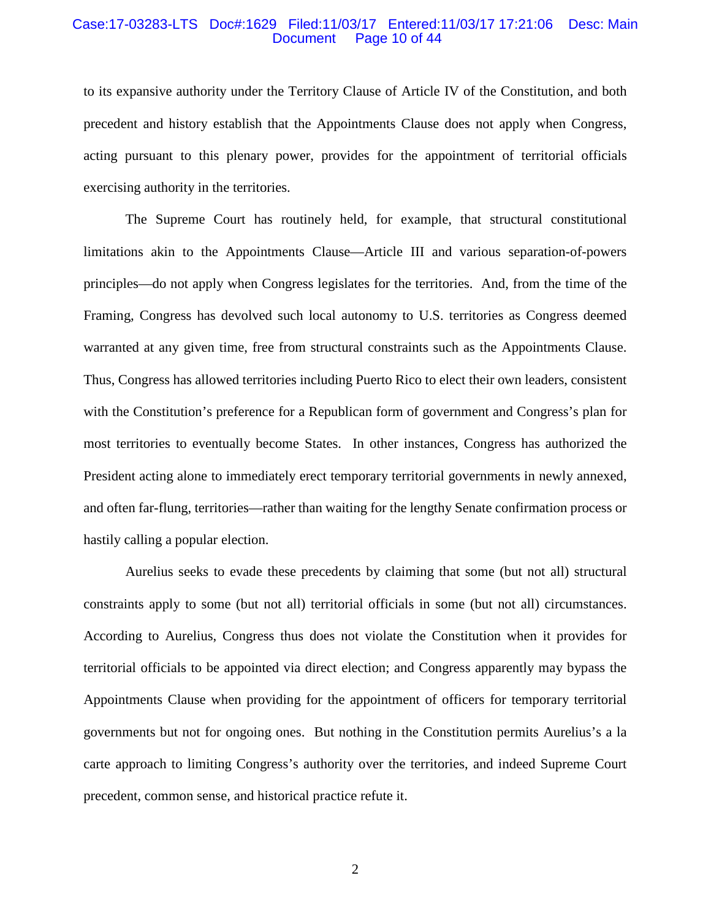to its expansive authority under the Territory Clause of Article IV of the Constitution, and both precedent and history establish that the Appointments Clause does not apply when Congress, acting pursuant to this plenary power, provides for the appointment of territorial officials exercising authority in the territories.

The Supreme Court has routinely held, for example, that structural constitutional limitations akin to the Appointments Clause—Article III and various separation-of-powers principles—do not apply when Congress legislates for the territories. And, from the time of the Framing, Congress has devolved such local autonomy to U.S. territories as Congress deemed warranted at any given time, free from structural constraints such as the Appointments Clause. Thus, Congress has allowed territories including Puerto Rico to elect their own leaders, consistent with the Constitution's preference for a Republican form of government and Congress's plan for most territories to eventually become States. In other instances, Congress has authorized the President acting alone to immediately erect temporary territorial governments in newly annexed, and often far-flung, territories—rather than waiting for the lengthy Senate confirmation process or hastily calling a popular election.

Aurelius seeks to evade these precedents by claiming that some (but not all) structural constraints apply to some (but not all) territorial officials in some (but not all) circumstances. According to Aurelius, Congress thus does not violate the Constitution when it provides for territorial officials to be appointed via direct election; and Congress apparently may bypass the Appointments Clause when providing for the appointment of officers for temporary territorial governments but not for ongoing ones. But nothing in the Constitution permits Aurelius's a la carte approach to limiting Congress's authority over the territories, and indeed Supreme Court precedent, common sense, and historical practice refute it.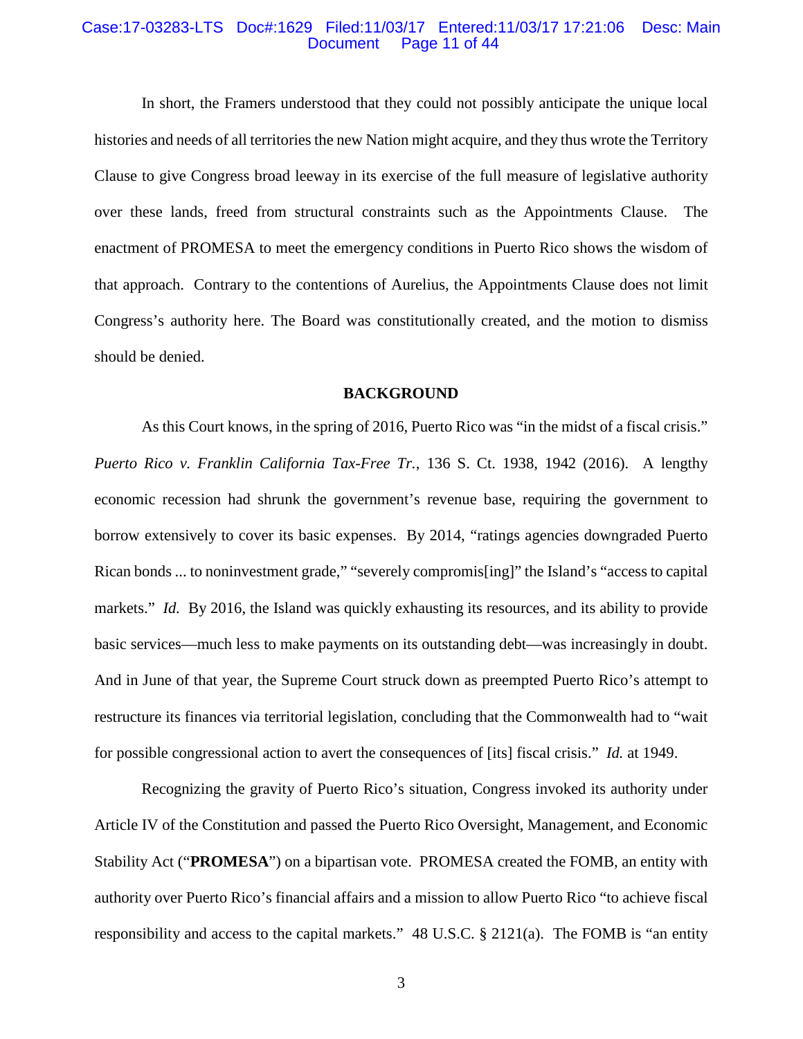In short, the Framers understood that they could not possibly anticipate the unique local histories and needs of all territories the new Nation might acquire, and they thus wrote the Territory Clause to give Congress broad leeway in its exercise of the full measure of legislative authority over these lands, freed from structural constraints such as the Appointments Clause. The enactment of PROMESA to meet the emergency conditions in Puerto Rico shows the wisdom of that approach. Contrary to the contentions of Aurelius, the Appointments Clause does not limit Congress's authority here. The Board was constitutionally created, and the motion to dismiss should be denied.

## BACKGROUND

As this Court knows, in the spring of 2016, Puerto Rico was "in the midst of a fiscal crisis." *Puerto Rico v. Franklin California Tax-Free Tr.*, 136 S. Ct. 1938, 1942 (2016). A lengthy economic recession had shrunk the government's revenue base, requiring the government to borrow extensively to cover its basic expenses. By 2014, "ratings agencies downgraded Puerto Rican bonds ... to noninvestment grade," "severely compromis[ing]" the Island's "access to capital markets." *Id.* By 2016, the Island was quickly exhausting its resources, and its ability to provide basic services—much less to make payments on its outstanding debt—was increasingly in doubt. And in June of that year, the Supreme Court struck down as preempted Puerto Rico's attempt to restructure its finances via territorial legislation, concluding that the Commonwealth had to "wait for possible congressional action to avert the consequences of [its] fiscal crisis." *Id.* at 1949.

Recognizing the gravity of Puerto Rico's situation, Congress invoked its authority under Article IV of the Constitution and passed the Puerto Rico Oversight, Management, and Economic Stability Act ("**PROMESA**") on a bipartisan vote. PROMESA created the FOMB, an entity with authority over Puerto Rico's financial affairs and a mission to allow Puerto Rico "to achieve fiscal responsibility and access to the capital markets." 48 U.S.C. § 2121(a). The FOMB is "an entity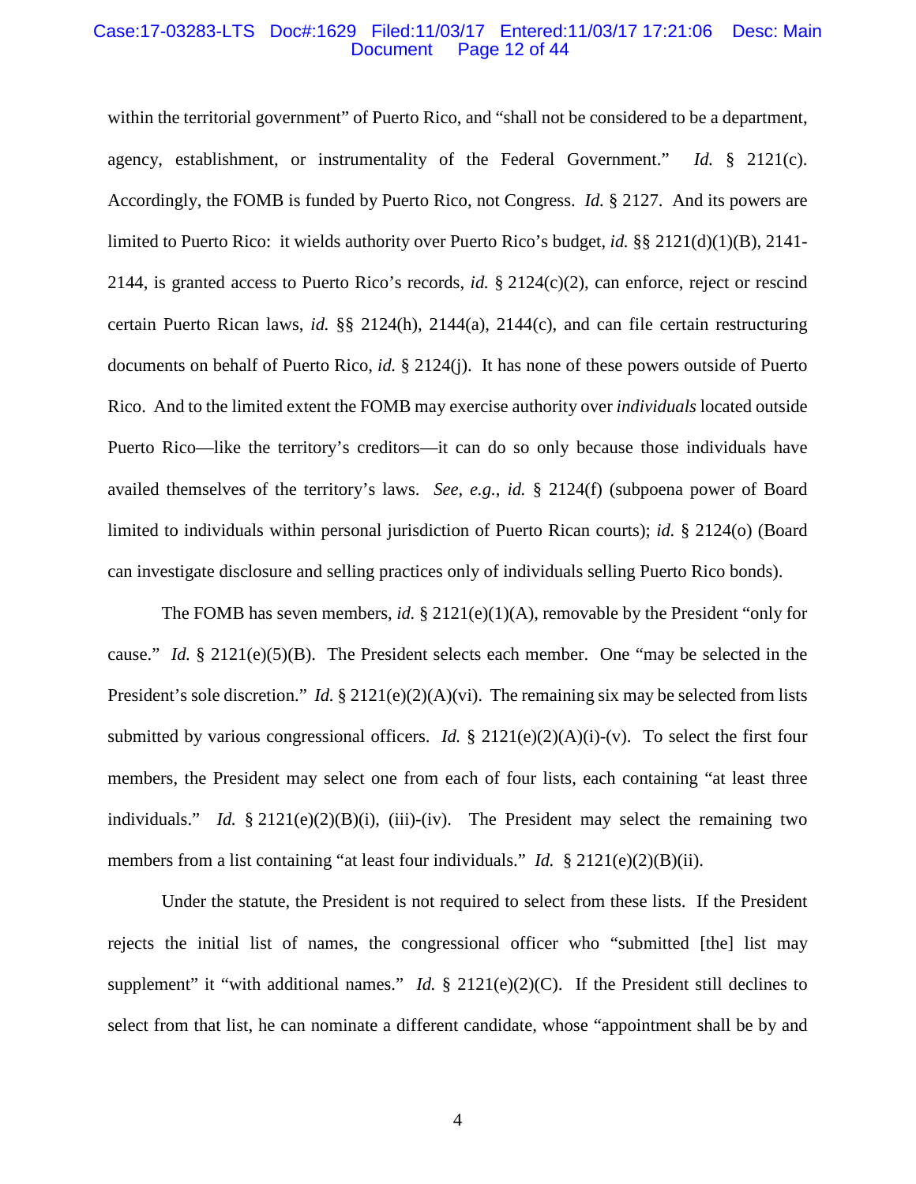within the territorial government" of Puerto Rico, and "shall not be considered to be a department, agency, establishment, or instrumentality of the Federal Government." *Id.* § 2121(c). Accordingly, the FOMB is funded by Puerto Rico, not Congress. *Id.* § 2127. And its powers are limited to Puerto Rico: it wields authority over Puerto Rico's budget, *id.* §§ 2121(d)(1)(B), 2141-2144, is granted access to Puerto Rico's records, *id.* § 2124(c)(2), can enforce, reject or rescind certain Puerto Rican laws, *id.* §§ 2124(h), 2144(a), 2144(c), and can file certain restructuring documents on behalf of Puerto Rico, *id.* § 2124(j). It has none of these powers outside of Puerto Rico. And to the limited extent the FOMB may exercise authority over *individuals* located outside Puerto Rico—like the territory's creditors—it can do so only because those individuals have availed themselves of the territory's laws. *See, e.g.*, *id.* § 2124(f) (subpoena power of Board limited to individuals within personal jurisdiction of Puerto Rican courts); *id.* § 2124(o) (Board can investigate disclosure and selling practices only of individuals selling Puerto Rico bonds).

The FOMB has seven members, *id.* § 2121(e)(1)(A), removable by the President "only for cause." *Id.* § 2121(e)(5)(B). The President selects each member. One "may be selected in the President's sole discretion." *Id.* § 2121(e)(2)(A)(vi). The remaining six may be selected from lists submitted by various congressional officers. *Id.* § 2121(e)(2)(A)(i)-(v). To select the first four members, the President may select one from each of four lists, each containing "at least three individuals." *Id.* § 2121(e)(2)(B)(i), (iii)-(iv). The President may select the remaining two members from a list containing "at least four individuals." *Id.* § 2121(e)(2)(B)(ii).

Under the statute, the President is not required to select from these lists. If the President rejects the initial list of names, the congressional officer who "submitted [the] list may supplement" it "with additional names." *Id.* § 2121(e)(2)(C). If the President still declines to select from that list, he can nominate a different candidate, whose "appointment shall be by and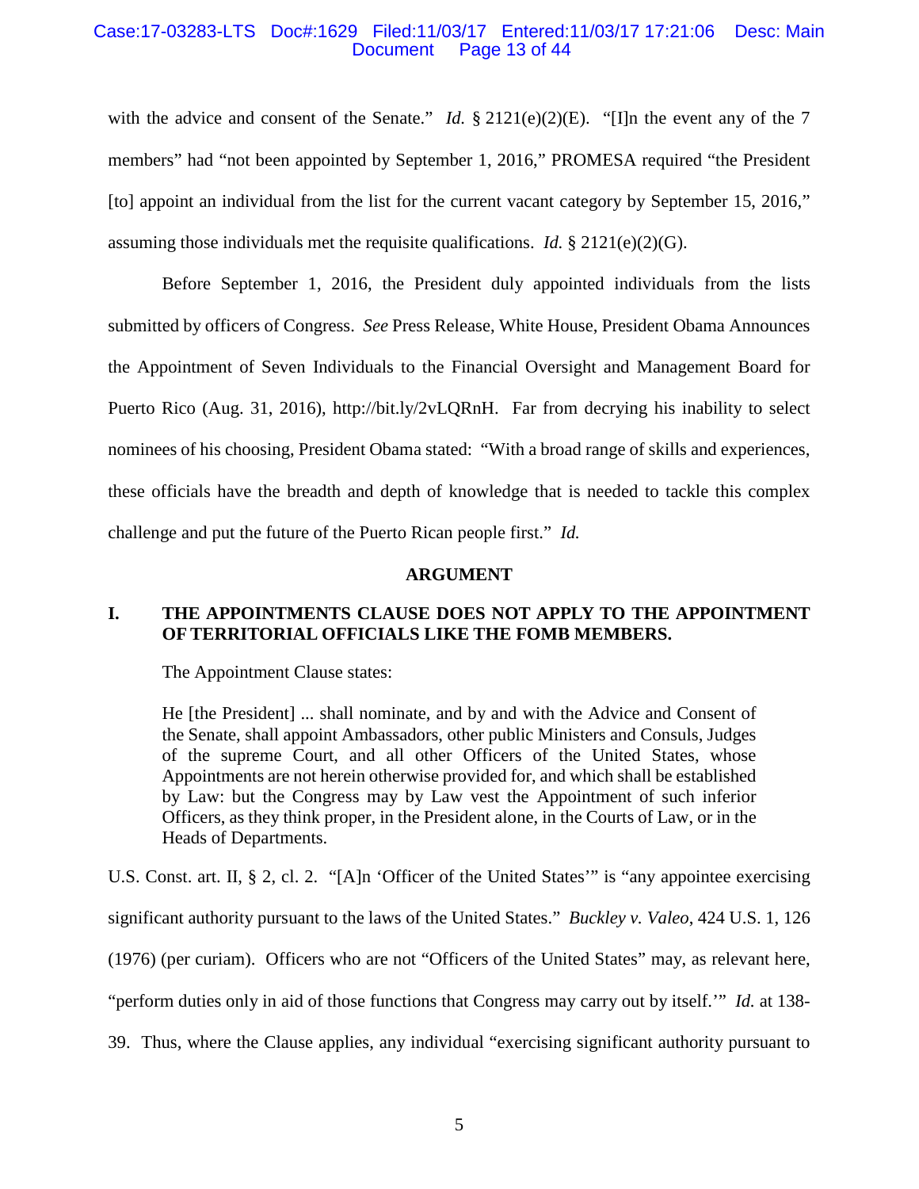with the advice and consent of the Senate." *Id.* § 2121(e)(2)(E). "[I]n the event any of the 7 members" had "not been appointed by September 1, 2016," PROMESA required "the President [to] appoint an individual from the list for the current vacant category by September 15, 2016," assuming those individuals met the requisite qualifications. *Id.* § 2121(e)(2)(G).

Before September 1, 2016, the President duly appointed individuals from the lists submitted by officers of Congress. *See* Press Release, White House, President Obama Announces the Appointment of Seven Individuals to the Financial Oversight and Management Board for Puerto Rico (Aug. 31, 2016), http://bit.ly/2vLQRnH. Far from decrying his inability to select nominees of his choosing, President Obama stated: "With a broad range of skills and experiences, these officials have the breadth and depth of knowledge that is needed to tackle this complex challenge and put the future of the Puerto Rican people first." *Id.*

## ARGUMENT

### I. THE APPOINTMENTS CLAUSE DOES NOT APPLY TO THE APPOINTMENT OF TERRITORIAL OFFICIALS LIKE THE FOMB MEMBERS.

The Appointment Clause states:

> He [the President] ... shall nominate, and by and with the Advice and Consent of the Senate, shall appoint Ambassadors, other public Ministers and Consuls, Judges of the supreme Court, and all other Officers of the United States, whose Appointments are not herein otherwise provided for, and which shall be established by Law: but the Congress may by Law vest the Appointment of such inferior Officers, as they think proper, in the President alone, in the Courts of Law, or in the Heads of Departments.

U.S. Const. art. II, § 2, cl. 2. "[A]n 'Officer of the United States'" is "any appointee exercising significant authority pursuant to the laws of the United States." *Buckley v. Valeo*, 424 U.S. 1, 126 (1976) (per curiam). Officers who are not "Officers of the United States" may, as relevant here, "perform duties only in aid of those functions that Congress may carry out by itself.'" *Id.* at 138-39. Thus, where the Clause applies, any individual "exercising significant authority pursuant to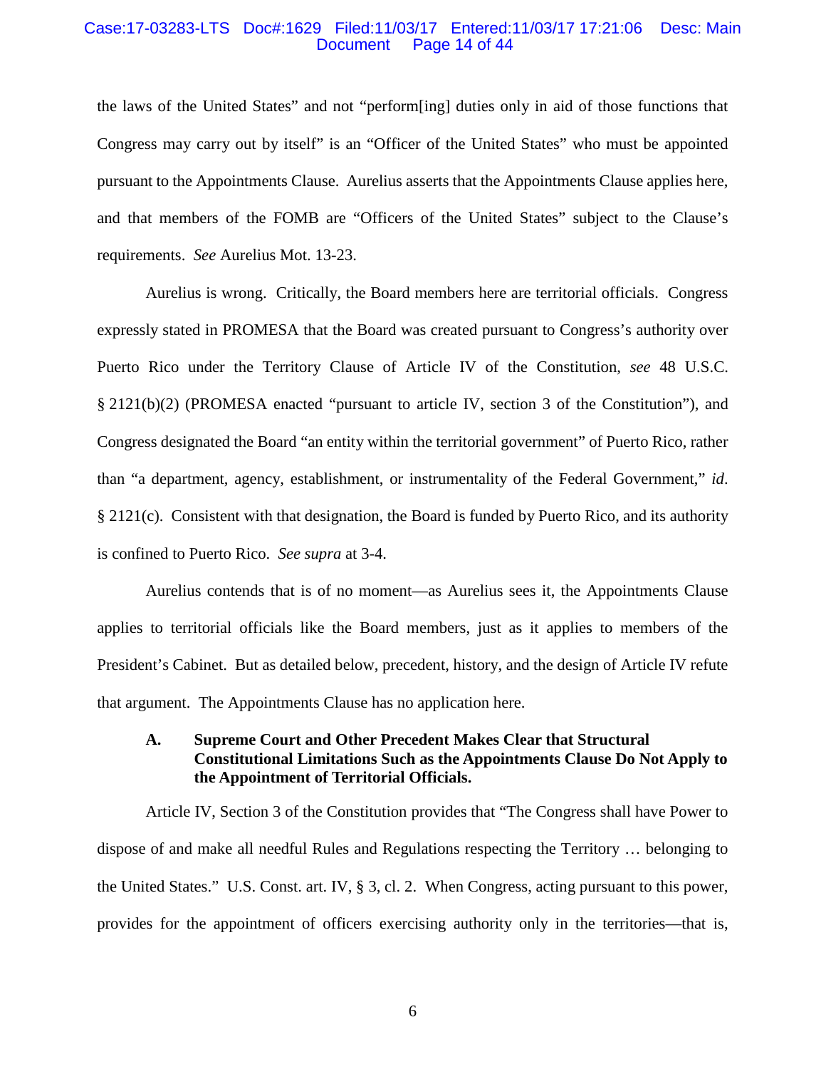the laws of the United States" and not "perform[ing] duties only in aid of those functions that Congress may carry out by itself" is an "Officer of the United States" who must be appointed pursuant to the Appointments Clause. Aurelius asserts that the Appointments Clause applies here, and that members of the FOMB are "Officers of the United States" subject to the Clause's requirements. *See* Aurelius Mot. 13-23.

Aurelius is wrong. Critically, the Board members here are territorial officials. Congress expressly stated in PROMESA that the Board was created pursuant to Congress's authority over Puerto Rico under the Territory Clause of Article IV of the Constitution, *see* 48 U.S.C. § 2121(b)(2) (PROMESA enacted "pursuant to article IV, section 3 of the Constitution"), and Congress designated the Board "an entity within the territorial government" of Puerto Rico, rather than "a department, agency, establishment, or instrumentality of the Federal Government," *id*. § 2121(c). Consistent with that designation, the Board is funded by Puerto Rico, and its authority is confined to Puerto Rico. *See supra* at 3-4.

Aurelius contends that is of no moment—as Aurelius sees it, the Appointments Clause applies to territorial officials like the Board members, just as it applies to members of the President's Cabinet. But as detailed below, precedent, history, and the design of Article IV refute that argument. The Appointments Clause has no application here.

### A. Supreme Court and Other Precedent Makes Clear that Structural Constitutional Limitations Such as the Appointments Clause Do Not Apply to the Appointment of Territorial Officials.

Article IV, Section 3 of the Constitution provides that "The Congress shall have Power to dispose of and make all needful Rules and Regulations respecting the Territory … belonging to the United States." U.S. Const. art. IV, § 3, cl. 2. When Congress, acting pursuant to this power, provides for the appointment of officers exercising authority only in the territories—that is,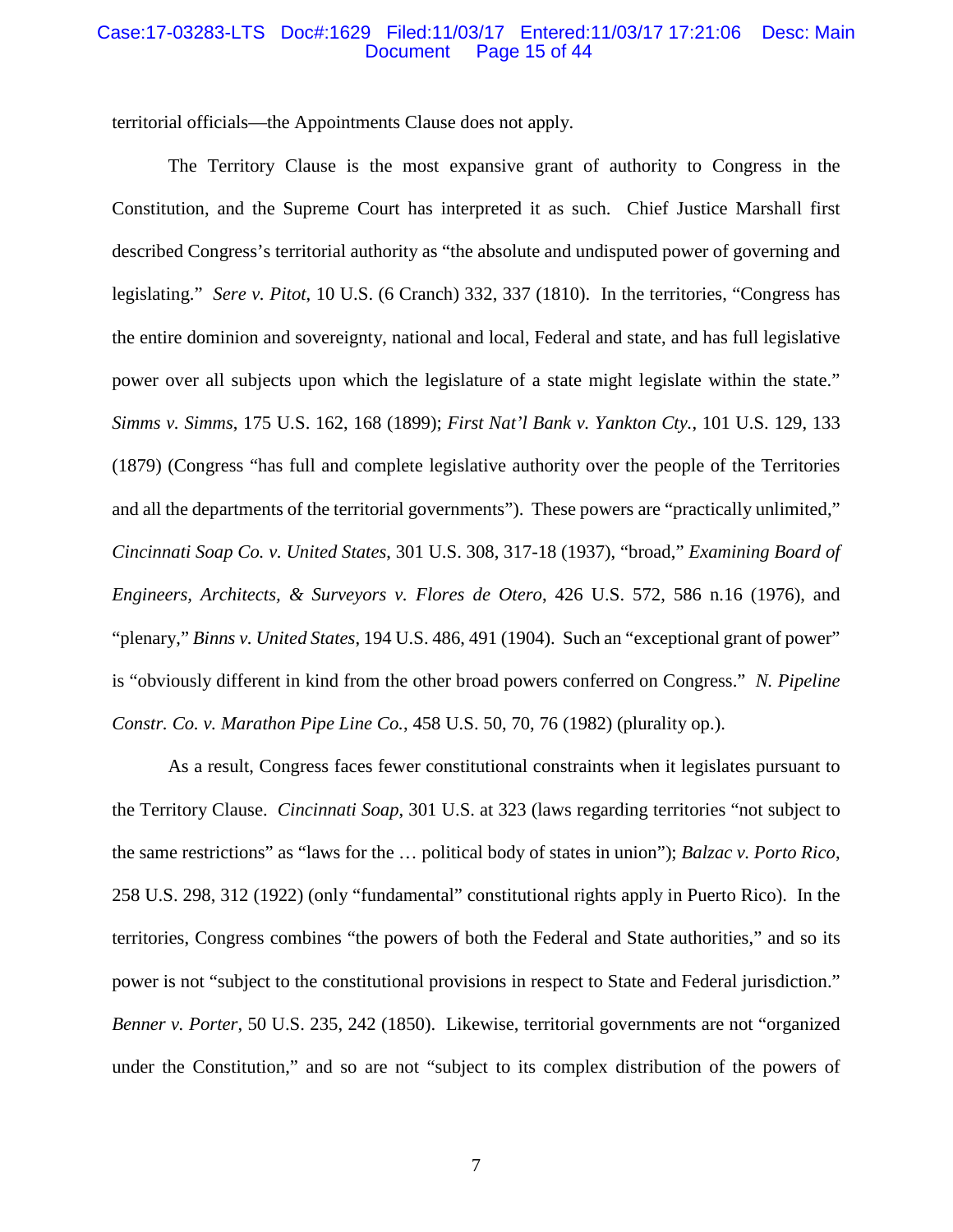territorial officials—the Appointments Clause does not apply.

The Territory Clause is the most expansive grant of authority to Congress in the Constitution, and the Supreme Court has interpreted it as such. Chief Justice Marshall first described Congress's territorial authority as "the absolute and undisputed power of governing and legislating." *Sere v. Pitot*, 10 U.S. (6 Cranch) 332, 337 (1810). In the territories, "Congress has the entire dominion and sovereignty, national and local, Federal and state, and has full legislative power over all subjects upon which the legislature of a state might legislate within the state." *Simms v. Simms*, 175 U.S. 162, 168 (1899); *First Nat'l Bank v. Yankton Cty.*, 101 U.S. 129, 133 (1879) (Congress "has full and complete legislative authority over the people of the Territories and all the departments of the territorial governments"). These powers are "practically unlimited," *Cincinnati Soap Co. v. United States*, 301 U.S. 308, 317-18 (1937), "broad," *Examining Board of Engineers, Architects, & Surveyors v. Flores de Otero*, 426 U.S. 572, 586 n.16 (1976), and "plenary," *Binns v. United States*, 194 U.S. 486, 491 (1904). Such an "exceptional grant of power" is "obviously different in kind from the other broad powers conferred on Congress." *N. Pipeline Constr. Co. v. Marathon Pipe Line Co.*, 458 U.S. 50, 70, 76 (1982) (plurality op.).

As a result, Congress faces fewer constitutional constraints when it legislates pursuant to the Territory Clause. *Cincinnati Soap*, 301 U.S. at 323 (laws regarding territories "not subject to the same restrictions" as "laws for the … political body of states in union"); *Balzac v. Porto Rico*, 258 U.S. 298, 312 (1922) (only "fundamental" constitutional rights apply in Puerto Rico). In the territories, Congress combines "the powers of both the Federal and State authorities," and so its power is not "subject to the constitutional provisions in respect to State and Federal jurisdiction." *Benner v. Porter*, 50 U.S. 235, 242 (1850). Likewise, territorial governments are not "organized under the Constitution," and so are not "subject to its complex distribution of the powers of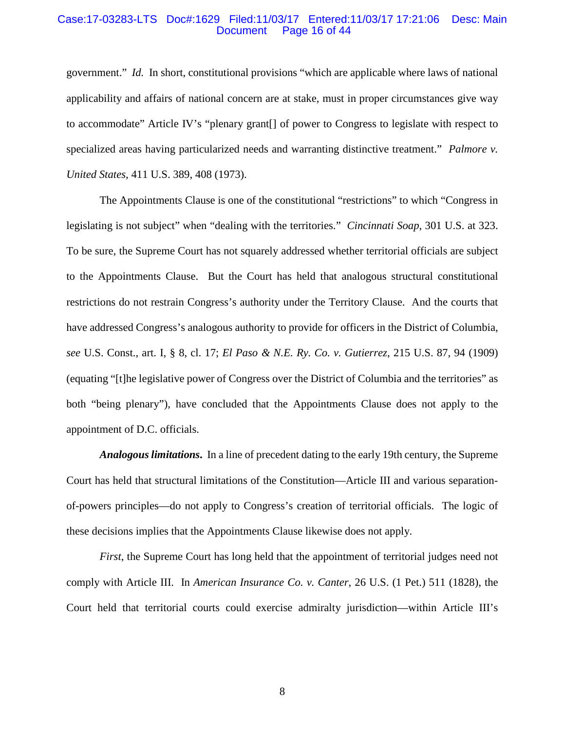government." *Id.* In short, constitutional provisions "which are applicable where laws of national applicability and affairs of national concern are at stake, must in proper circumstances give way to accommodate" Article IV's "plenary grant[] of power to Congress to legislate with respect to specialized areas having particularized needs and warranting distinctive treatment." *Palmore v. United States*, 411 U.S. 389, 408 (1973).

The Appointments Clause is one of the constitutional "restrictions" to which "Congress in legislating is not subject" when "dealing with the territories." *Cincinnati Soap*, 301 U.S. at 323. To be sure, the Supreme Court has not squarely addressed whether territorial officials are subject to the Appointments Clause. But the Court has held that analogous structural constitutional restrictions do not restrain Congress's authority under the Territory Clause. And the courts that have addressed Congress's analogous authority to provide for officers in the District of Columbia, *see* U.S. Const., art. I, § 8, cl. 17; *El Paso & N.E. Ry. Co. v. Gutierrez*, 215 U.S. 87, 94 (1909) (equating "[t]he legislative power of Congress over the District of Columbia and the territories" as both "being plenary"), have concluded that the Appointments Clause does not apply to the appointment of D.C. officials.

***Analogous limitations*.** In a line of precedent dating to the early 19th century, the Supreme Court has held that structural limitations of the Constitution—Article III and various separation-of-powers principles—do not apply to Congress's creation of territorial officials. The logic of these decisions implies that the Appointments Clause likewise does not apply.

*First*, the Supreme Court has long held that the appointment of territorial judges need not comply with Article III. In *American Insurance Co. v. Canter*, 26 U.S. (1 Pet.) 511 (1828), the Court held that territorial courts could exercise admiralty jurisdiction—within Article III's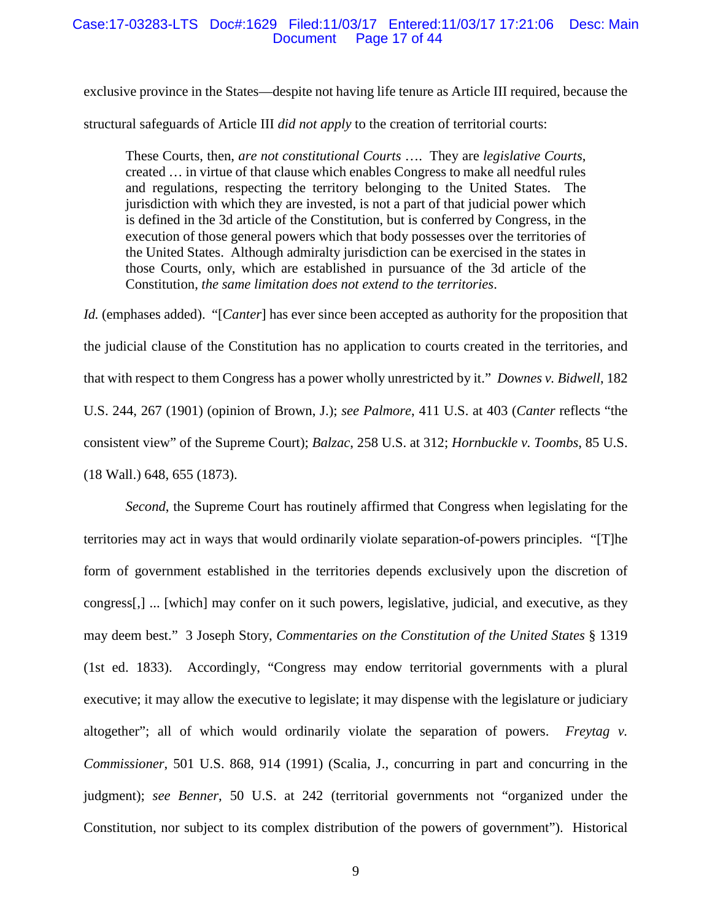exclusive province in the States—despite not having life tenure as Article III required, because the structural safeguards of Article III *did not apply* to the creation of territorial courts:

> These Courts, then, *are not constitutional Courts* …. They are *legislative Courts*, created … in virtue of that clause which enables Congress to make all needful rules and regulations, respecting the territory belonging to the United States. The jurisdiction with which they are invested, is not a part of that judicial power which is defined in the 3d article of the Constitution, but is conferred by Congress, in the execution of those general powers which that body possesses over the territories of the United States. Although admiralty jurisdiction can be exercised in the states in those Courts, only, which are established in pursuance of the 3d article of the Constitution, *the same limitation does not extend to the territories*.

*Id.* (emphases added). "[*Canter*] has ever since been accepted as authority for the proposition that the judicial clause of the Constitution has no application to courts created in the territories, and that with respect to them Congress has a power wholly unrestricted by it." *Downes v. Bidwell*, 182 U.S. 244, 267 (1901) (opinion of Brown, J.); *see Palmore*, 411 U.S. at 403 (*Canter* reflects "the consistent view" of the Supreme Court); *Balzac*, 258 U.S. at 312; *Hornbuckle v. Toombs*, 85 U.S. (18 Wall.) 648, 655 (1873).

*Second*, the Supreme Court has routinely affirmed that Congress when legislating for the territories may act in ways that would ordinarily violate separation-of-powers principles. "[T]he form of government established in the territories depends exclusively upon the discretion of congress[,] ... [which] may confer on it such powers, legislative, judicial, and executive, as they may deem best." 3 Joseph Story, *Commentaries on the Constitution of the United States* § 1319 (1st ed. 1833). Accordingly, "Congress may endow territorial governments with a plural executive; it may allow the executive to legislate; it may dispense with the legislature or judiciary altogether"; all of which would ordinarily violate the separation of powers. *Freytag v. Commissioner*, 501 U.S. 868, 914 (1991) (Scalia, J., concurring in part and concurring in the judgment); *see Benner*, 50 U.S. at 242 (territorial governments not "organized under the Constitution, nor subject to its complex distribution of the powers of government"). Historical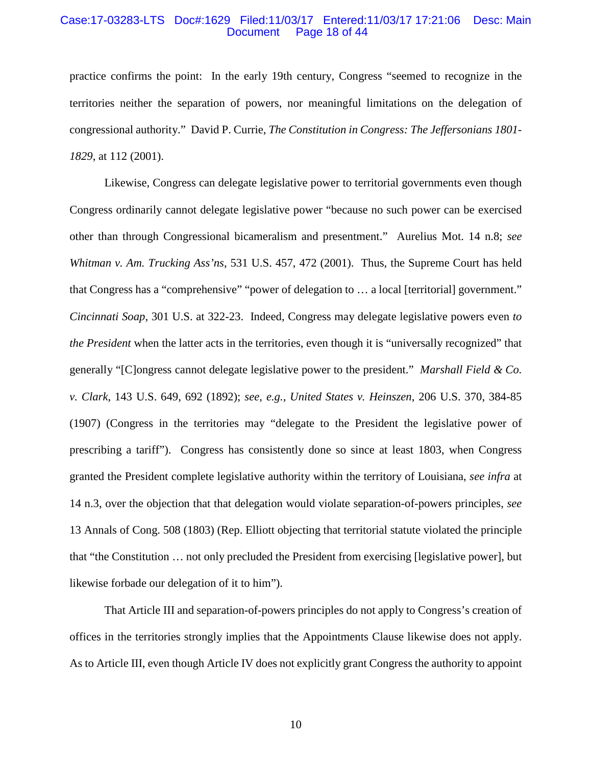practice confirms the point: In the early 19th century, Congress "seemed to recognize in the territories neither the separation of powers, nor meaningful limitations on the delegation of congressional authority." David P. Currie, *The Constitution in Congress: The Jeffersonians 1801-1829*, at 112 (2001).

Likewise, Congress can delegate legislative power to territorial governments even though Congress ordinarily cannot delegate legislative power "because no such power can be exercised other than through Congressional bicameralism and presentment." Aurelius Mot. 14 n.8; *see Whitman v. Am. Trucking Ass'ns*, 531 U.S. 457, 472 (2001). Thus, the Supreme Court has held that Congress has a "comprehensive" "power of delegation to … a local [territorial] government." *Cincinnati Soap*, 301 U.S. at 322-23. Indeed, Congress may delegate legislative powers even *to the President* when the latter acts in the territories, even though it is "universally recognized" that generally "[C]ongress cannot delegate legislative power to the president." *Marshall Field & Co. v. Clark*, 143 U.S. 649, 692 (1892); *see, e.g.*, *United States v. Heinszen*, 206 U.S. 370, 384-85 (1907) (Congress in the territories may "delegate to the President the legislative power of prescribing a tariff"). Congress has consistently done so since at least 1803, when Congress granted the President complete legislative authority within the territory of Louisiana, *see infra* at 14 n.3, over the objection that that delegation would violate separation-of-powers principles, *see* 13 Annals of Cong. 508 (1803) (Rep. Elliott objecting that territorial statute violated the principle that "the Constitution … not only precluded the President from exercising [legislative power], but likewise forbade our delegation of it to him").

That Article III and separation-of-powers principles do not apply to Congress's creation of offices in the territories strongly implies that the Appointments Clause likewise does not apply. As to Article III, even though Article IV does not explicitly grant Congress the authority to appoint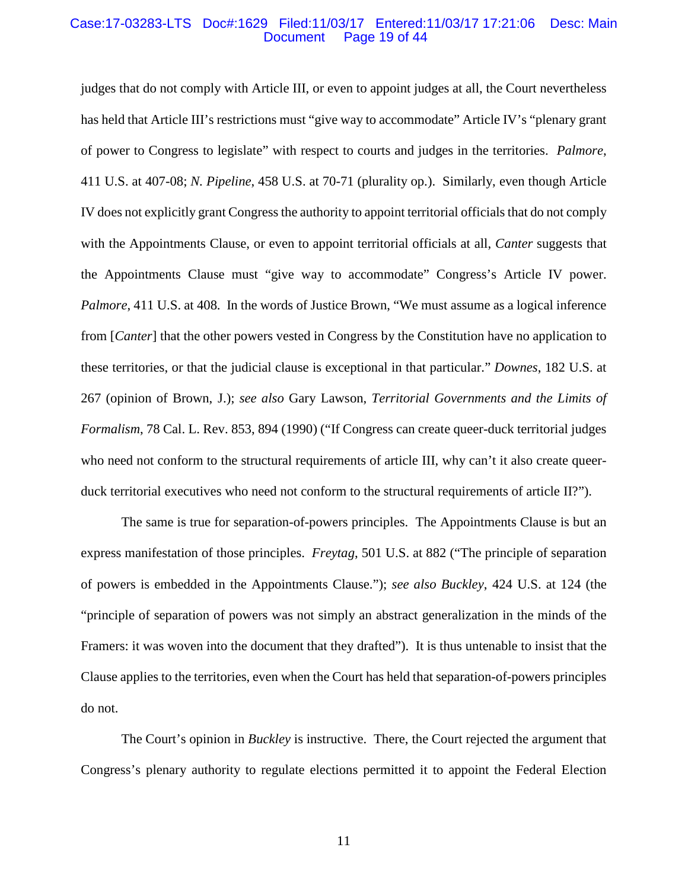judges that do not comply with Article III, or even to appoint judges at all, the Court nevertheless has held that Article III's restrictions must "give way to accommodate" Article IV's "plenary grant of power to Congress to legislate" with respect to courts and judges in the territories. *Palmore*, 411 U.S. at 407-08; *N. Pipeline*, 458 U.S. at 70-71 (plurality op.). Similarly, even though Article IV does not explicitly grant Congress the authority to appoint territorial officials that do not comply with the Appointments Clause, or even to appoint territorial officials at all, *Canter* suggests that the Appointments Clause must "give way to accommodate" Congress's Article IV power. *Palmore*, 411 U.S. at 408. In the words of Justice Brown, "We must assume as a logical inference from [*Canter*] that the other powers vested in Congress by the Constitution have no application to these territories, or that the judicial clause is exceptional in that particular." *Downes*, 182 U.S. at 267 (opinion of Brown, J.); *see also* Gary Lawson, *Territorial Governments and the Limits of Formalism*, 78 Cal. L. Rev. 853, 894 (1990) ("If Congress can create queer-duck territorial judges who need not conform to the structural requirements of article III, why can't it also create queer-duck territorial executives who need not conform to the structural requirements of article II?").

The same is true for separation-of-powers principles. The Appointments Clause is but an express manifestation of those principles. *Freytag*, 501 U.S. at 882 ("The principle of separation of powers is embedded in the Appointments Clause."); *see also Buckley*, 424 U.S. at 124 (the "principle of separation of powers was not simply an abstract generalization in the minds of the Framers: it was woven into the document that they drafted"). It is thus untenable to insist that the Clause applies to the territories, even when the Court has held that separation-of-powers principles do not.

The Court's opinion in *Buckley* is instructive. There, the Court rejected the argument that Congress's plenary authority to regulate elections permitted it to appoint the Federal Election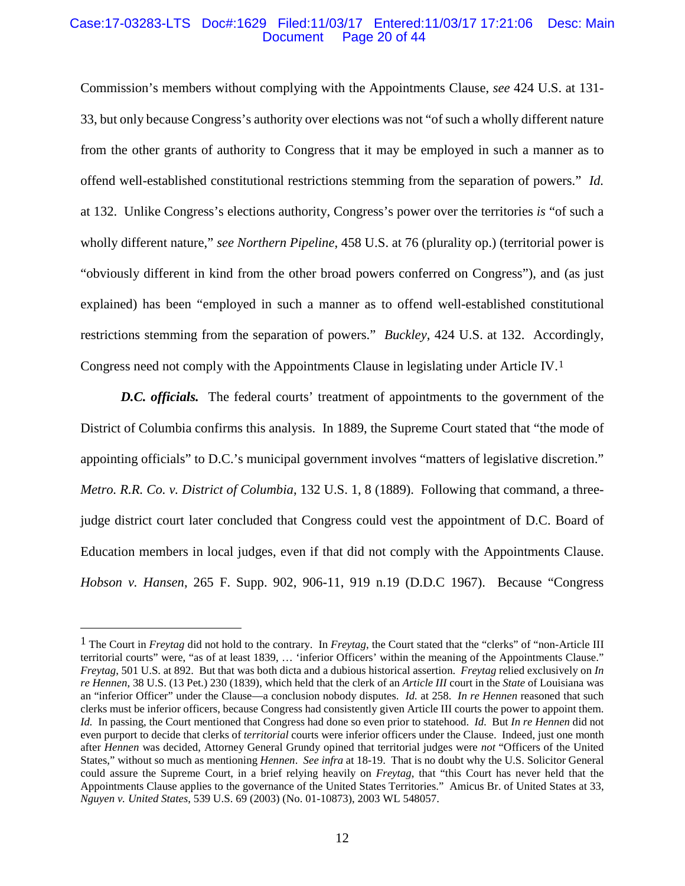Commission's members without complying with the Appointments Clause, *see* 424 U.S. at 131-33, but only because Congress's authority over elections was not "of such a wholly different nature from the other grants of authority to Congress that it may be employed in such a manner as to offend well-established constitutional restrictions stemming from the separation of powers." *Id.* at 132. Unlike Congress's elections authority, Congress's power over the territories *is* "of such a wholly different nature," *see Northern Pipeline*, 458 U.S. at 76 (plurality op.) (territorial power is "obviously different in kind from the other broad powers conferred on Congress"), and (as just explained) has been "employed in such a manner as to offend well-established constitutional restrictions stemming from the separation of powers." *Buckley*, 424 U.S. at 132. Accordingly, Congress need not comply with the Appointments Clause in legislating under Article IV.[1]

***D.C. officials.*** The federal courts' treatment of appointments to the government of the District of Columbia confirms this analysis. In 1889, the Supreme Court stated that "the mode of appointing officials" to D.C.'s municipal government involves "matters of legislative discretion." *Metro. R.R. Co. v. District of Columbia*, 132 U.S. 1, 8 (1889). Following that command, a three-judge district court later concluded that Congress could vest the appointment of D.C. Board of Education members in local judges, even if that did not comply with the Appointments Clause. *Hobson v. Hansen*, 265 F. Supp. 902, 906-11, 919 n.19 (D.D.C 1967). Because "Congress

---

[1] The Court in *Freytag* did not hold to the contrary. In *Freytag*, the Court stated that the "clerks" of "non-Article III territorial courts" were, "as of at least 1839, … 'inferior Officers' within the meaning of the Appointments Clause." *Freytag*, 501 U.S. at 892. But that was both dicta and a dubious historical assertion. *Freytag* relied exclusively on *In re Hennen*, 38 U.S. (13 Pet.) 230 (1839), which held that the clerk of an *Article III* court in the *State* of Louisiana was an "inferior Officer" under the Clause—a conclusion nobody disputes. *Id.* at 258. *In re Hennen* reasoned that such clerks must be inferior officers, because Congress had consistently given Article III courts the power to appoint them. *Id.* In passing, the Court mentioned that Congress had done so even prior to statehood. *Id.* But *In re Hennen* did not even purport to decide that clerks of *territorial* courts were inferior officers under the Clause. Indeed, just one month after *Hennen* was decided, Attorney General Grundy opined that territorial judges were *not* "Officers of the United States," without so much as mentioning *Hennen*. *See infra* at 18-19. That is no doubt why the U.S. Solicitor General could assure the Supreme Court, in a brief relying heavily on *Freytag*, that "this Court has never held that the Appointments Clause applies to the governance of the United States Territories." Amicus Br. of United States at 33, *Nguyen v. United States*, 539 U.S. 69 (2003) (No. 01-10873), 2003 WL 548057.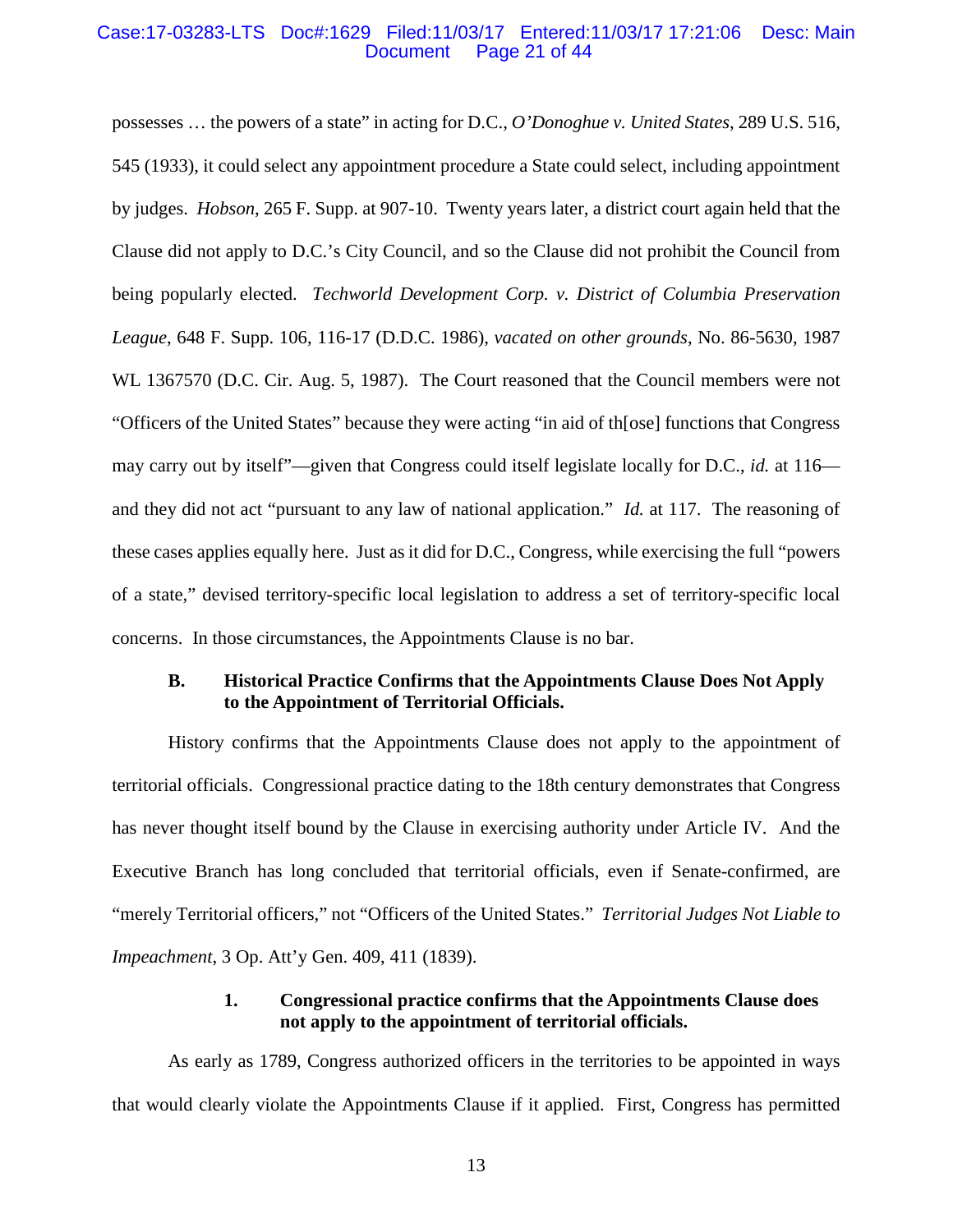possesses … the powers of a state" in acting for D.C., *O'Donoghue v. United States*, 289 U.S. 516, 545 (1933), it could select any appointment procedure a State could select, including appointment by judges. *Hobson*, 265 F. Supp. at 907-10. Twenty years later, a district court again held that the Clause did not apply to D.C.'s City Council, and so the Clause did not prohibit the Council from being popularly elected. *Techworld Development Corp. v. District of Columbia Preservation League*, 648 F. Supp. 106, 116-17 (D.D.C. 1986), *vacated on other grounds*, No. 86-5630, 1987 WL 1367570 (D.C. Cir. Aug. 5, 1987). The Court reasoned that the Council members were not "Officers of the United States" because they were acting "in aid of th[ose] functions that Congress may carry out by itself"—given that Congress could itself legislate locally for D.C., *id.* at 116—and they did not act "pursuant to any law of national application." *Id.* at 117. The reasoning of these cases applies equally here. Just as it did for D.C., Congress, while exercising the full "powers of a state," devised territory-specific local legislation to address a set of territory-specific local concerns. In those circumstances, the Appointments Clause is no bar.

### B. Historical Practice Confirms that the Appointments Clause Does Not Apply to the Appointment of Territorial Officials.

History confirms that the Appointments Clause does not apply to the appointment of territorial officials. Congressional practice dating to the 18th century demonstrates that Congress has never thought itself bound by the Clause in exercising authority under Article IV. And the Executive Branch has long concluded that territorial officials, even if Senate-confirmed, are "merely Territorial officers," not "Officers of the United States." *Territorial Judges Not Liable to Impeachment*, 3 Op. Att'y Gen. 409, 411 (1839).

#### 1. Congressional practice confirms that the Appointments Clause does not apply to the appointment of territorial officials.

As early as 1789, Congress authorized officers in the territories to be appointed in ways that would clearly violate the Appointments Clause if it applied. First, Congress has permitted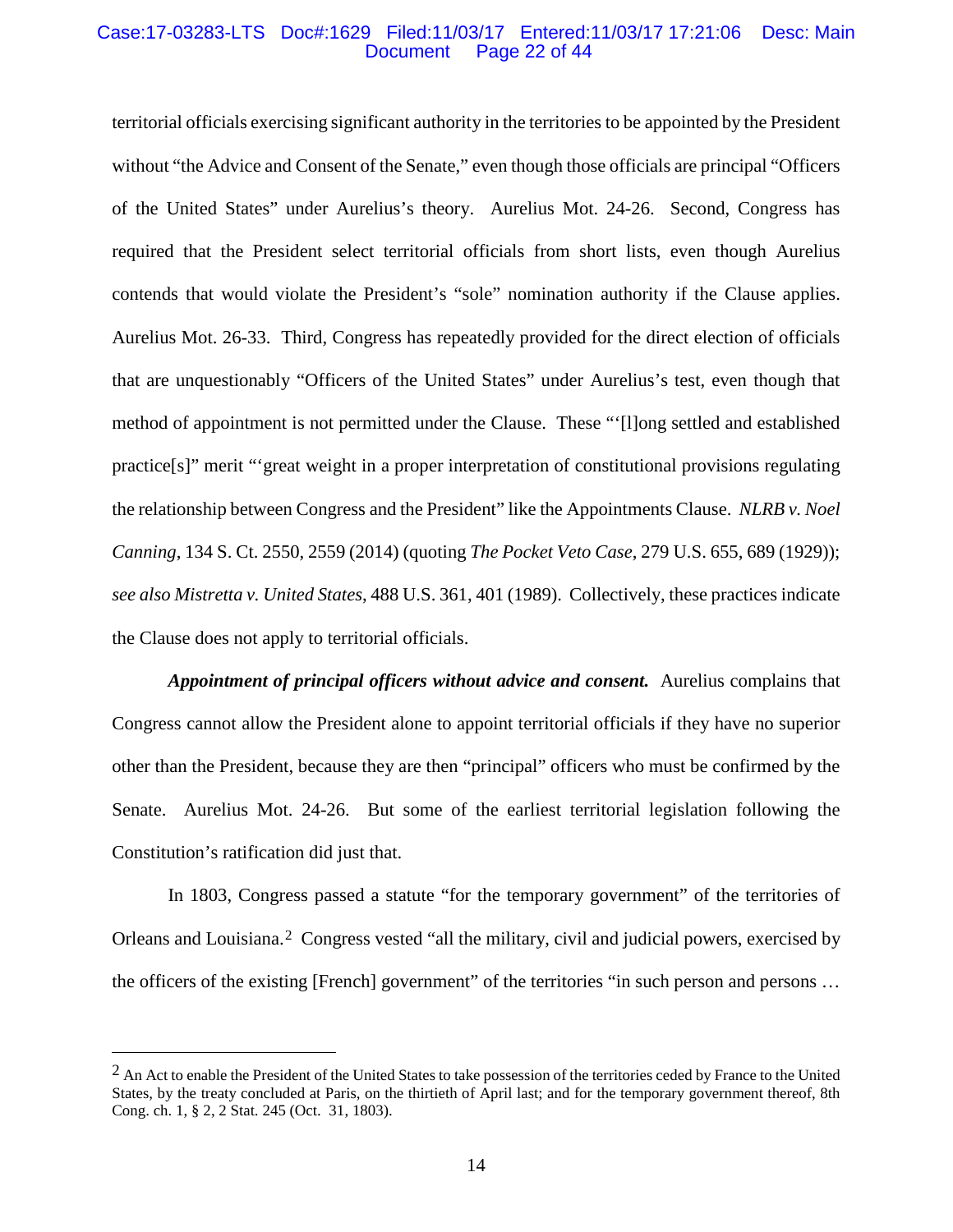territorial officials exercising significant authority in the territories to be appointed by the President without "the Advice and Consent of the Senate," even though those officials are principal "Officers of the United States" under Aurelius's theory. Aurelius Mot. 24-26. Second, Congress has required that the President select territorial officials from short lists, even though Aurelius contends that would violate the President's "sole" nomination authority if the Clause applies. Aurelius Mot. 26-33. Third, Congress has repeatedly provided for the direct election of officials that are unquestionably "Officers of the United States" under Aurelius's test, even though that method of appointment is not permitted under the Clause. These "'[l]ong settled and established practice[s]" merit "'great weight in a proper interpretation of constitutional provisions regulating the relationship between Congress and the President" like the Appointments Clause. *NLRB v. Noel Canning*, 134 S. Ct. 2550, 2559 (2014) (quoting *The Pocket Veto Case*, 279 U.S. 655, 689 (1929)); *see also Mistretta v. United States*, 488 U.S. 361, 401 (1989). Collectively, these practices indicate the Clause does not apply to territorial officials.

***Appointment of principal officers without advice and consent.*** Aurelius complains that Congress cannot allow the President alone to appoint territorial officials if they have no superior other than the President, because they are then "principal" officers who must be confirmed by the Senate. Aurelius Mot. 24-26. But some of the earliest territorial legislation following the Constitution's ratification did just that.

In 1803, Congress passed a statute "for the temporary government" of the territories of Orleans and Louisiana.[2] Congress vested "all the military, civil and judicial powers, exercised by the officers of the existing [French] government" of the territories "in such person and persons …

---

[2] An Act to enable the President of the United States to take possession of the territories ceded by France to the United States, by the treaty concluded at Paris, on the thirtieth of April last; and for the temporary government thereof, 8th Cong. ch. 1, § 2, 2 Stat. 245 (Oct. 31, 1803).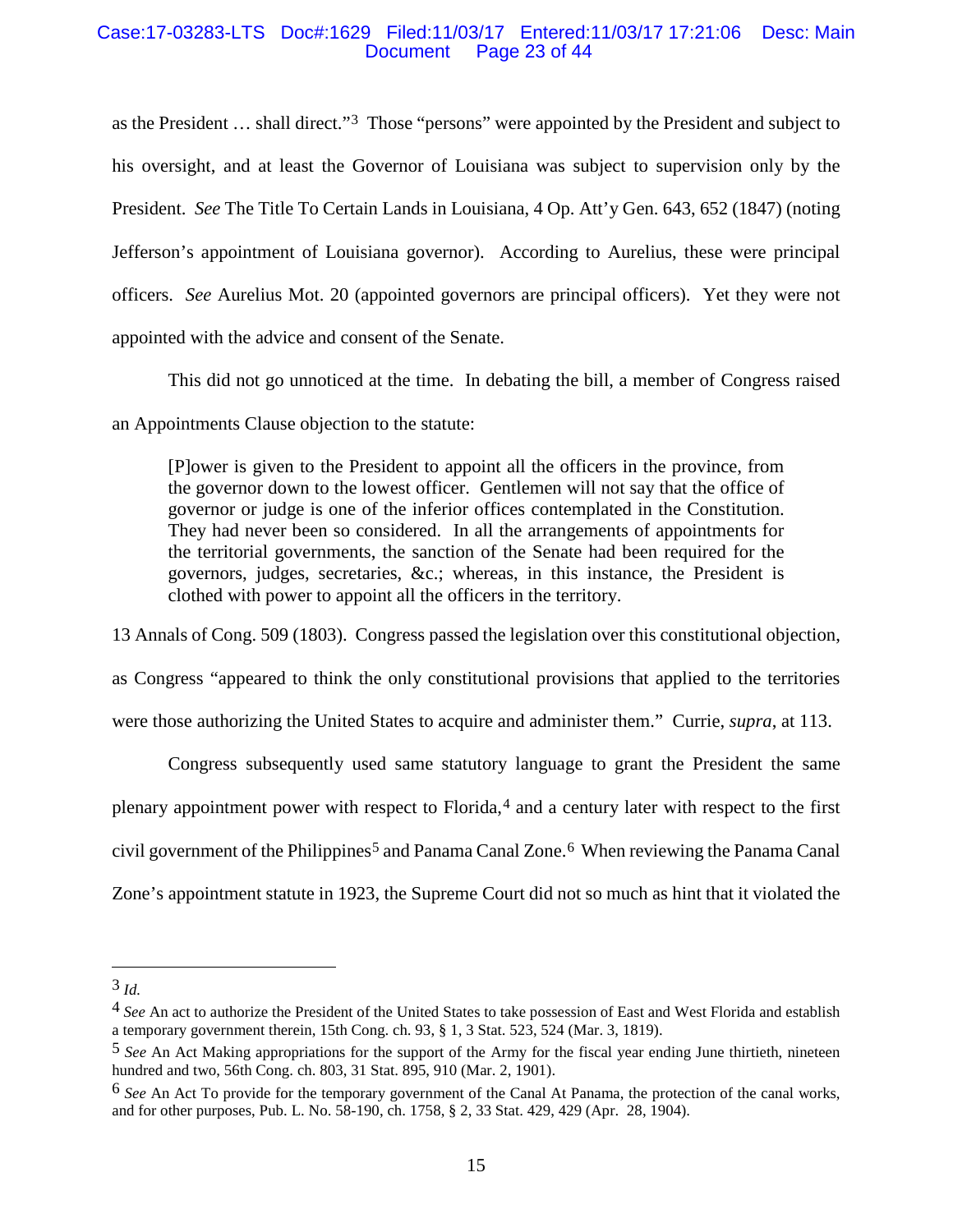as the President … shall direct."[3] Those "persons" were appointed by the President and subject to his oversight, and at least the Governor of Louisiana was subject to supervision only by the President. *See* The Title To Certain Lands in Louisiana, 4 Op. Att'y Gen. 643, 652 (1847) (noting Jefferson's appointment of Louisiana governor). According to Aurelius, these were principal officers. *See* Aurelius Mot. 20 (appointed governors are principal officers). Yet they were not appointed with the advice and consent of the Senate.

This did not go unnoticed at the time. In debating the bill, a member of Congress raised an Appointments Clause objection to the statute:

> [P]ower is given to the President to appoint all the officers in the province, from the governor down to the lowest officer. Gentlemen will not say that the office of governor or judge is one of the inferior offices contemplated in the Constitution. They had never been so considered. In all the arrangements of appointments for the territorial governments, the sanction of the Senate had been required for the governors, judges, secretaries, &c.; whereas, in this instance, the President is clothed with power to appoint all the officers in the territory.

13 Annals of Cong. 509 (1803). Congress passed the legislation over this constitutional objection, as Congress "appeared to think the only constitutional provisions that applied to the territories were those authorizing the United States to acquire and administer them." Currie, *supra*, at 113.

Congress subsequently used same statutory language to grant the President the same plenary appointment power with respect to Florida,[4] and a century later with respect to the first civil government of the Philippines[5] and Panama Canal Zone.[6] When reviewing the Panama Canal Zone's appointment statute in 1923, the Supreme Court did not so much as hint that it violated the

---

[3] *Id.*

[4] *See* An act to authorize the President of the United States to take possession of East and West Florida and establish a temporary government therein, 15th Cong. ch. 93, § 1, 3 Stat. 523, 524 (Mar. 3, 1819).

[5] *See* An Act Making appropriations for the support of the Army for the fiscal year ending June thirtieth, nineteen hundred and two, 56th Cong. ch. 803, 31 Stat. 895, 910 (Mar. 2, 1901).

[6] *See* An Act To provide for the temporary government of the Canal At Panama, the protection of the canal works, and for other purposes, Pub. L. No. 58-190, ch. 1758, § 2, 33 Stat. 429, 429 (Apr. 28, 1904).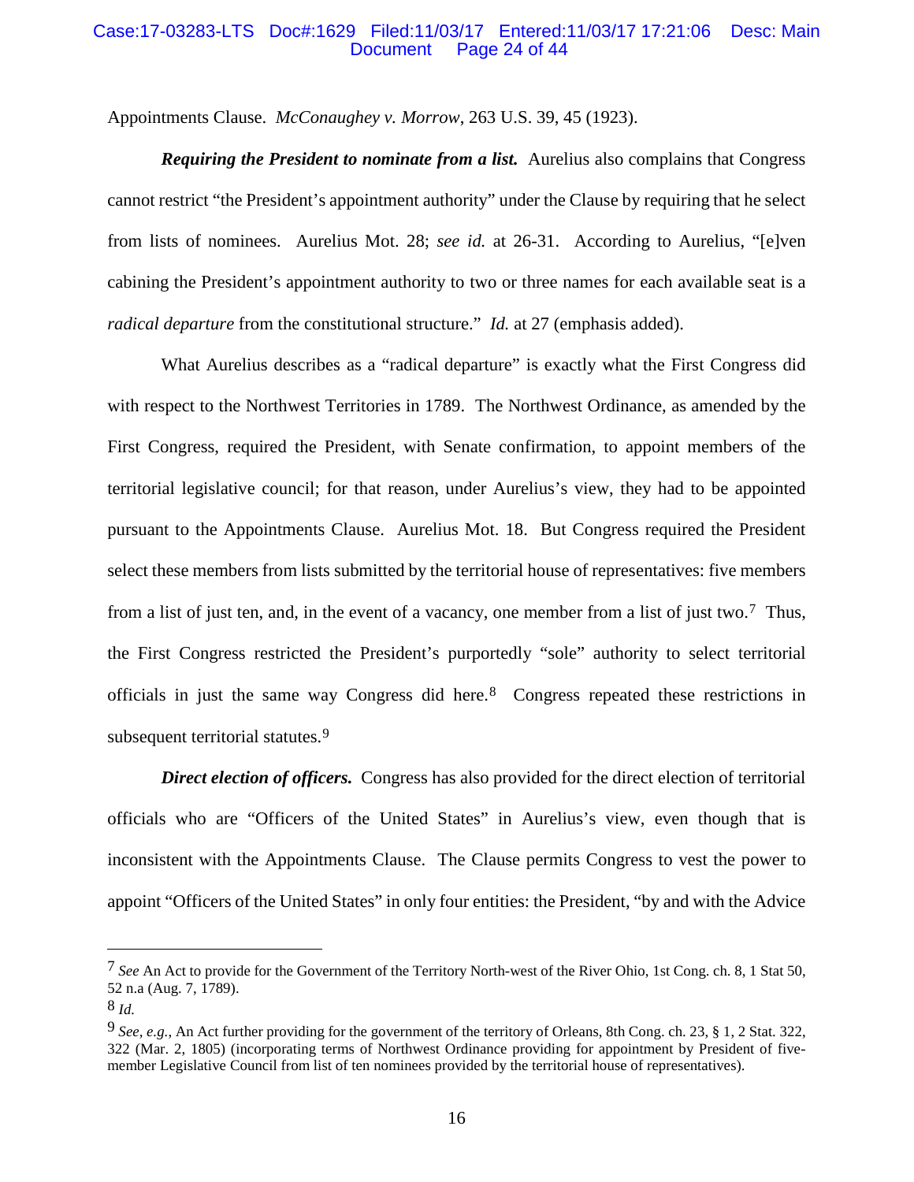Appointments Clause. *McConaughey v. Morrow*, 263 U.S. 39, 45 (1923).

***Requiring the President to nominate from a list.*** Aurelius also complains that Congress cannot restrict "the President's appointment authority" under the Clause by requiring that he select from lists of nominees. Aurelius Mot. 28; *see id.* at 26-31. According to Aurelius, "[e]ven cabining the President's appointment authority to two or three names for each available seat is a *radical departure* from the constitutional structure." *Id.* at 27 (emphasis added).

What Aurelius describes as a "radical departure" is exactly what the First Congress did with respect to the Northwest Territories in 1789. The Northwest Ordinance, as amended by the First Congress, required the President, with Senate confirmation, to appoint members of the territorial legislative council; for that reason, under Aurelius's view, they had to be appointed pursuant to the Appointments Clause. Aurelius Mot. 18. But Congress required the President select these members from lists submitted by the territorial house of representatives: five members from a list of just ten, and, in the event of a vacancy, one member from a list of just two.[7] Thus, the First Congress restricted the President's purportedly "sole" authority to select territorial officials in just the same way Congress did here.[8] Congress repeated these restrictions in subsequent territorial statutes.[9]

***Direct election of officers.*** Congress has also provided for the direct election of territorial officials who are "Officers of the United States" in Aurelius's view, even though that is inconsistent with the Appointments Clause. The Clause permits Congress to vest the power to appoint "Officers of the United States" in only four entities: the President, "by and with the Advice

---

[7] *See* An Act to provide for the Government of the Territory North-west of the River Ohio, 1st Cong. ch. 8, 1 Stat 50, 52 n.a (Aug. 7, 1789).

[8] *Id.*

[9] *See, e.g.*, An Act further providing for the government of the territory of Orleans, 8th Cong. ch. 23, § 1, 2 Stat. 322, 322 (Mar. 2, 1805) (incorporating terms of Northwest Ordinance providing for appointment by President of five-member Legislative Council from list of ten nominees provided by the territorial house of representatives).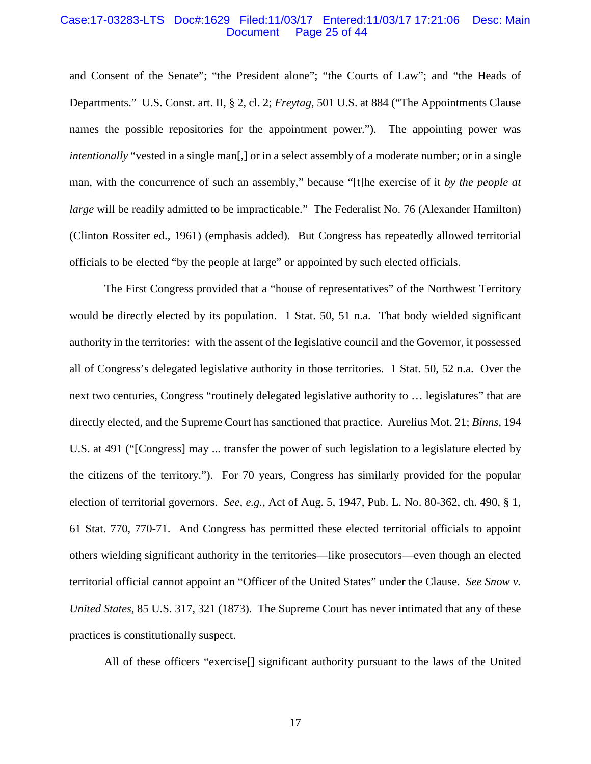and Consent of the Senate"; "the President alone"; "the Courts of Law"; and "the Heads of Departments." U.S. Const. art. II, § 2, cl. 2; *Freytag*, 501 U.S. at 884 ("The Appointments Clause names the possible repositories for the appointment power."). The appointing power was *intentionally* "vested in a single man[,] or in a select assembly of a moderate number; or in a single man, with the concurrence of such an assembly," because "[t]he exercise of it *by the people at large* will be readily admitted to be impracticable." The Federalist No. 76 (Alexander Hamilton) (Clinton Rossiter ed., 1961) (emphasis added). But Congress has repeatedly allowed territorial officials to be elected "by the people at large" or appointed by such elected officials.

The First Congress provided that a "house of representatives" of the Northwest Territory would be directly elected by its population. 1 Stat. 50, 51 n.a. That body wielded significant authority in the territories: with the assent of the legislative council and the Governor, it possessed all of Congress's delegated legislative authority in those territories. 1 Stat. 50, 52 n.a. Over the next two centuries, Congress "routinely delegated legislative authority to … legislatures" that are directly elected, and the Supreme Court has sanctioned that practice. Aurelius Mot. 21; *Binns*, 194 U.S. at 491 ("[Congress] may ... transfer the power of such legislation to a legislature elected by the citizens of the territory."). For 70 years, Congress has similarly provided for the popular election of territorial governors. *See, e.g.*, Act of Aug. 5, 1947, Pub. L. No. 80-362, ch. 490, § 1, 61 Stat. 770, 770-71. And Congress has permitted these elected territorial officials to appoint others wielding significant authority in the territories—like prosecutors—even though an elected territorial official cannot appoint an "Officer of the United States" under the Clause. *See Snow v. United States*, 85 U.S. 317, 321 (1873). The Supreme Court has never intimated that any of these practices is constitutionally suspect.

All of these officers "exercise[] significant authority pursuant to the laws of the United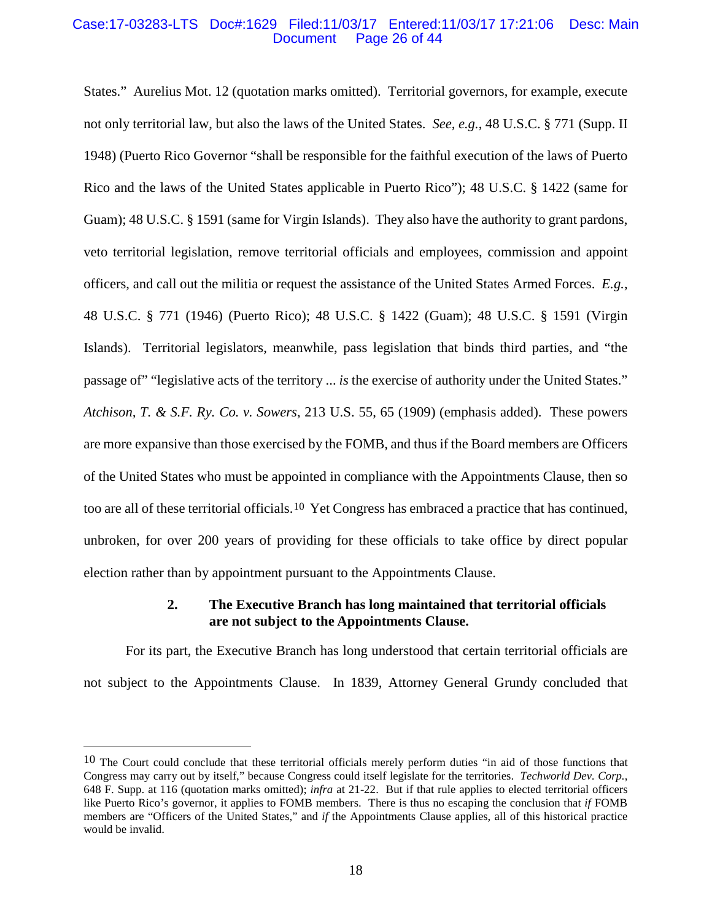States." Aurelius Mot. 12 (quotation marks omitted). Territorial governors, for example, execute not only territorial law, but also the laws of the United States. *See, e.g.*, 48 U.S.C. § 771 (Supp. II 1948) (Puerto Rico Governor "shall be responsible for the faithful execution of the laws of Puerto Rico and the laws of the United States applicable in Puerto Rico"); 48 U.S.C. § 1422 (same for Guam); 48 U.S.C. § 1591 (same for Virgin Islands). They also have the authority to grant pardons, veto territorial legislation, remove territorial officials and employees, commission and appoint officers, and call out the militia or request the assistance of the United States Armed Forces. *E.g.*, 48 U.S.C. § 771 (1946) (Puerto Rico); 48 U.S.C. § 1422 (Guam); 48 U.S.C. § 1591 (Virgin Islands). Territorial legislators, meanwhile, pass legislation that binds third parties, and "the passage of" "legislative acts of the territory ... *is* the exercise of authority under the United States." *Atchison, T. & S.F. Ry. Co. v. Sowers*, 213 U.S. 55, 65 (1909) (emphasis added). These powers are more expansive than those exercised by the FOMB, and thus if the Board members are Officers of the United States who must be appointed in compliance with the Appointments Clause, then so too are all of these territorial officials.[10] Yet Congress has embraced a practice that has continued, unbroken, for over 200 years of providing for these officials to take office by direct popular election rather than by appointment pursuant to the Appointments Clause.

**2. The Executive Branch has long maintained that territorial officials are not subject to the Appointments Clause.**

For its part, the Executive Branch has long understood that certain territorial officials are not subject to the Appointments Clause. In 1839, Attorney General Grundy concluded that

[10] The Court could conclude that these territorial officials merely perform duties "in aid of those functions that Congress may carry out by itself," because Congress could itself legislate for the territories. *Techworld Dev. Corp.*, 648 F. Supp. at 116 (quotation marks omitted); *infra* at 21-22. But if that rule applies to elected territorial officers like Puerto Rico's governor, it applies to FOMB members. There is thus no escaping the conclusion that *if* FOMB members are "Officers of the United States," and *if* the Appointments Clause applies, all of this historical practice would be invalid.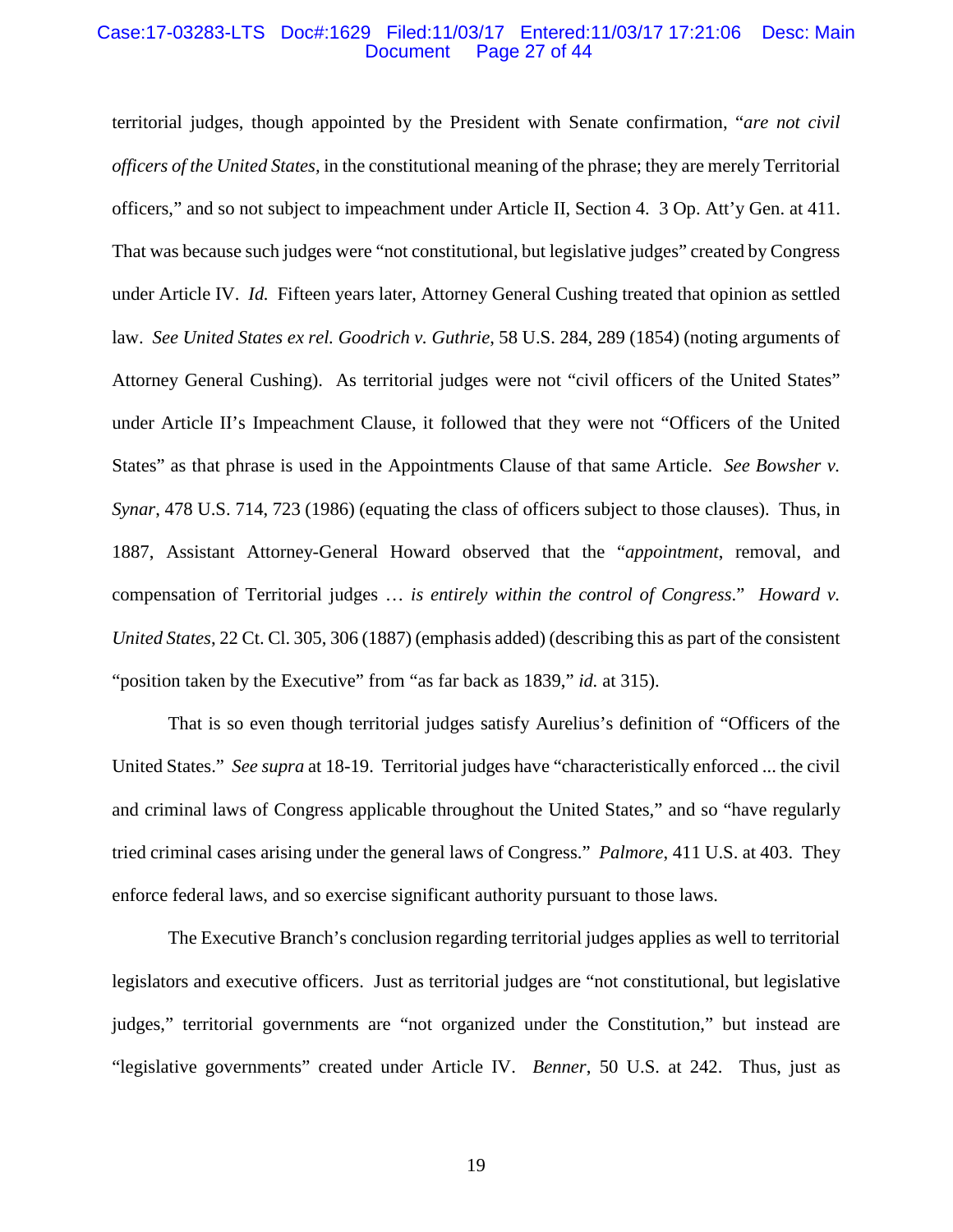territorial judges, though appointed by the President with Senate confirmation, "*are not civil officers of the United States,* in the constitutional meaning of the phrase; they are merely Territorial officers," and so not subject to impeachment under Article II, Section 4. 3 Op. Att'y Gen. at 411. That was because such judges were "not constitutional, but legislative judges" created by Congress under Article IV. *Id.* Fifteen years later, Attorney General Cushing treated that opinion as settled law. *See United States ex rel. Goodrich v. Guthrie*, 58 U.S. 284, 289 (1854) (noting arguments of Attorney General Cushing). As territorial judges were not "civil officers of the United States" under Article II's Impeachment Clause, it followed that they were not "Officers of the United States" as that phrase is used in the Appointments Clause of that same Article. *See Bowsher v. Synar*, 478 U.S. 714, 723 (1986) (equating the class of officers subject to those clauses). Thus, in 1887, Assistant Attorney-General Howard observed that the "*appointment*, removal, and compensation of Territorial judges … *is entirely within the control of Congress*." *Howard v. United States*, 22 Ct. Cl. 305, 306 (1887) (emphasis added) (describing this as part of the consistent "position taken by the Executive" from "as far back as 1839," *id.* at 315).

That is so even though territorial judges satisfy Aurelius's definition of "Officers of the United States." *See supra* at 18-19. Territorial judges have "characteristically enforced ... the civil and criminal laws of Congress applicable throughout the United States," and so "have regularly tried criminal cases arising under the general laws of Congress." *Palmore*, 411 U.S. at 403. They enforce federal laws, and so exercise significant authority pursuant to those laws.

The Executive Branch's conclusion regarding territorial judges applies as well to territorial legislators and executive officers. Just as territorial judges are "not constitutional, but legislative judges," territorial governments are "not organized under the Constitution," but instead are "legislative governments" created under Article IV. *Benner*, 50 U.S. at 242. Thus, just as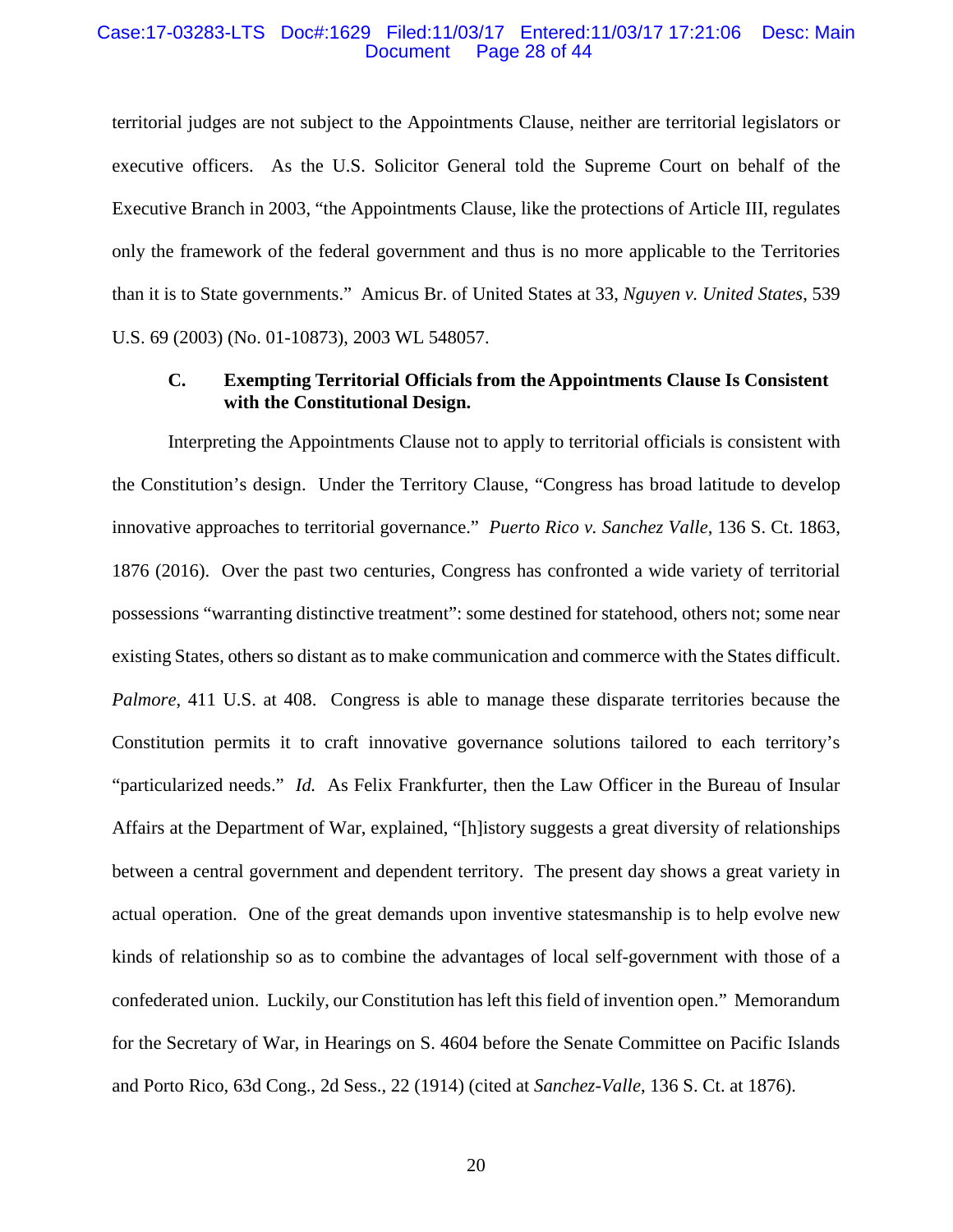territorial judges are not subject to the Appointments Clause, neither are territorial legislators or executive officers. As the U.S. Solicitor General told the Supreme Court on behalf of the Executive Branch in 2003, "the Appointments Clause, like the protections of Article III, regulates only the framework of the federal government and thus is no more applicable to the Territories than it is to State governments." Amicus Br. of United States at 33, *Nguyen v. United States*, 539 U.S. 69 (2003) (No. 01-10873), 2003 WL 548057.

### C. Exempting Territorial Officials from the Appointments Clause Is Consistent with the Constitutional Design.

Interpreting the Appointments Clause not to apply to territorial officials is consistent with the Constitution's design. Under the Territory Clause, "Congress has broad latitude to develop innovative approaches to territorial governance." *Puerto Rico v. Sanchez Valle*, 136 S. Ct. 1863, 1876 (2016). Over the past two centuries, Congress has confronted a wide variety of territorial possessions "warranting distinctive treatment": some destined for statehood, others not; some near existing States, others so distant as to make communication and commerce with the States difficult. *Palmore*, 411 U.S. at 408. Congress is able to manage these disparate territories because the Constitution permits it to craft innovative governance solutions tailored to each territory's "particularized needs." *Id.* As Felix Frankfurter, then the Law Officer in the Bureau of Insular Affairs at the Department of War, explained, "[h]istory suggests a great diversity of relationships between a central government and dependent territory. The present day shows a great variety in actual operation. One of the great demands upon inventive statesmanship is to help evolve new kinds of relationship so as to combine the advantages of local self-government with those of a confederated union. Luckily, our Constitution has left this field of invention open." Memorandum for the Secretary of War, in Hearings on S. 4604 before the Senate Committee on Pacific Islands and Porto Rico, 63d Cong., 2d Sess., 22 (1914) (cited at *Sanchez-Valle*, 136 S. Ct. at 1876).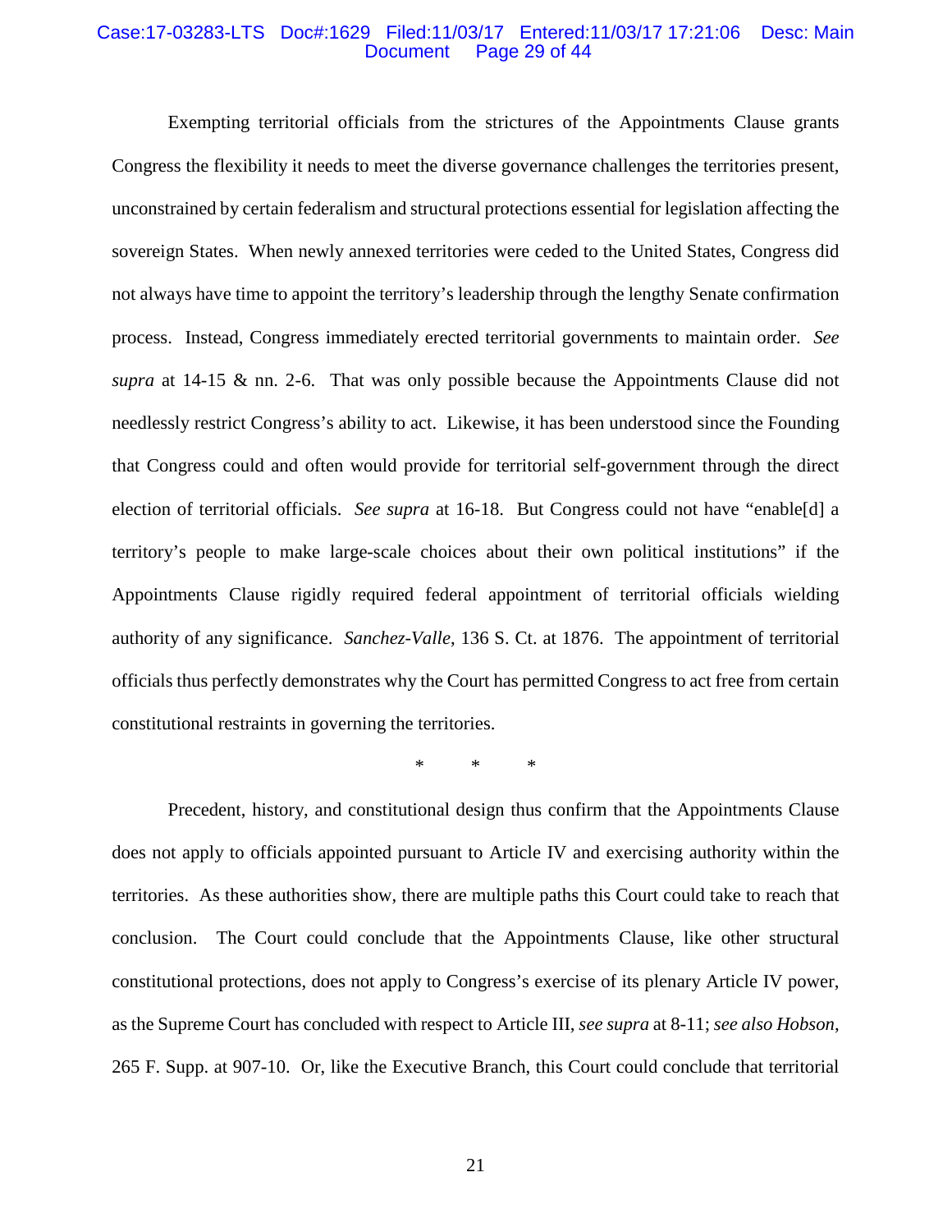Exempting territorial officials from the strictures of the Appointments Clause grants Congress the flexibility it needs to meet the diverse governance challenges the territories present, unconstrained by certain federalism and structural protections essential for legislation affecting the sovereign States. When newly annexed territories were ceded to the United States, Congress did not always have time to appoint the territory's leadership through the lengthy Senate confirmation process. Instead, Congress immediately erected territorial governments to maintain order. *See supra* at 14-15 & nn. 2-6. That was only possible because the Appointments Clause did not needlessly restrict Congress's ability to act. Likewise, it has been understood since the Founding that Congress could and often would provide for territorial self-government through the direct election of territorial officials. *See supra* at 16-18. But Congress could not have "enable[d] a territory's people to make large-scale choices about their own political institutions" if the Appointments Clause rigidly required federal appointment of territorial officials wielding authority of any significance. *Sanchez-Valle*, 136 S. Ct. at 1876. The appointment of territorial officials thus perfectly demonstrates why the Court has permitted Congress to act free from certain constitutional restraints in governing the territories.

\* \* \*

Precedent, history, and constitutional design thus confirm that the Appointments Clause does not apply to officials appointed pursuant to Article IV and exercising authority within the territories. As these authorities show, there are multiple paths this Court could take to reach that conclusion. The Court could conclude that the Appointments Clause, like other structural constitutional protections, does not apply to Congress's exercise of its plenary Article IV power, as the Supreme Court has concluded with respect to Article III, *see supra* at 8-11; *see also Hobson*, 265 F. Supp. at 907-10. Or, like the Executive Branch, this Court could conclude that territorial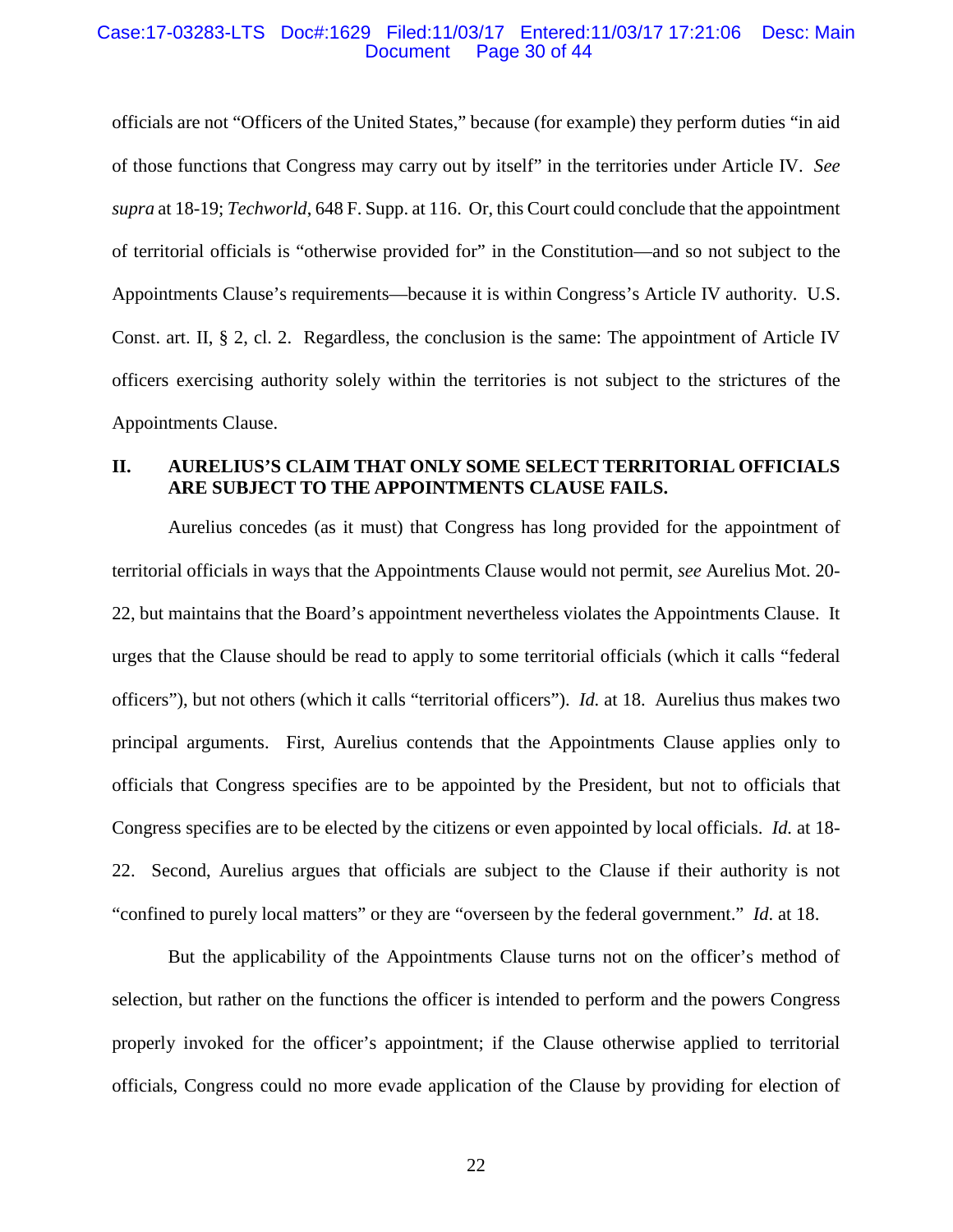officials are not "Officers of the United States," because (for example) they perform duties "in aid of those functions that Congress may carry out by itself" in the territories under Article IV. *See supra* at 18-19; *Techworld*, 648 F. Supp. at 116. Or, this Court could conclude that the appointment of territorial officials is "otherwise provided for" in the Constitution—and so not subject to the Appointments Clause's requirements—because it is within Congress's Article IV authority. U.S. Const. art. II, § 2, cl. 2. Regardless, the conclusion is the same: The appointment of Article IV officers exercising authority solely within the territories is not subject to the strictures of the Appointments Clause.

## II. AURELIUS'S CLAIM THAT ONLY SOME SELECT TERRITORIAL OFFICIALS ARE SUBJECT TO THE APPOINTMENTS CLAUSE FAILS.

Aurelius concedes (as it must) that Congress has long provided for the appointment of territorial officials in ways that the Appointments Clause would not permit, *see* Aurelius Mot. 20-22, but maintains that the Board's appointment nevertheless violates the Appointments Clause. It urges that the Clause should be read to apply to some territorial officials (which it calls "federal officers"), but not others (which it calls "territorial officers"). *Id.* at 18. Aurelius thus makes two principal arguments. First, Aurelius contends that the Appointments Clause applies only to officials that Congress specifies are to be appointed by the President, but not to officials that Congress specifies are to be elected by the citizens or even appointed by local officials. *Id.* at 18-22. Second, Aurelius argues that officials are subject to the Clause if their authority is not "confined to purely local matters" or they are "overseen by the federal government." *Id.* at 18.

But the applicability of the Appointments Clause turns not on the officer's method of selection, but rather on the functions the officer is intended to perform and the powers Congress properly invoked for the officer's appointment; if the Clause otherwise applied to territorial officials, Congress could no more evade application of the Clause by providing for election of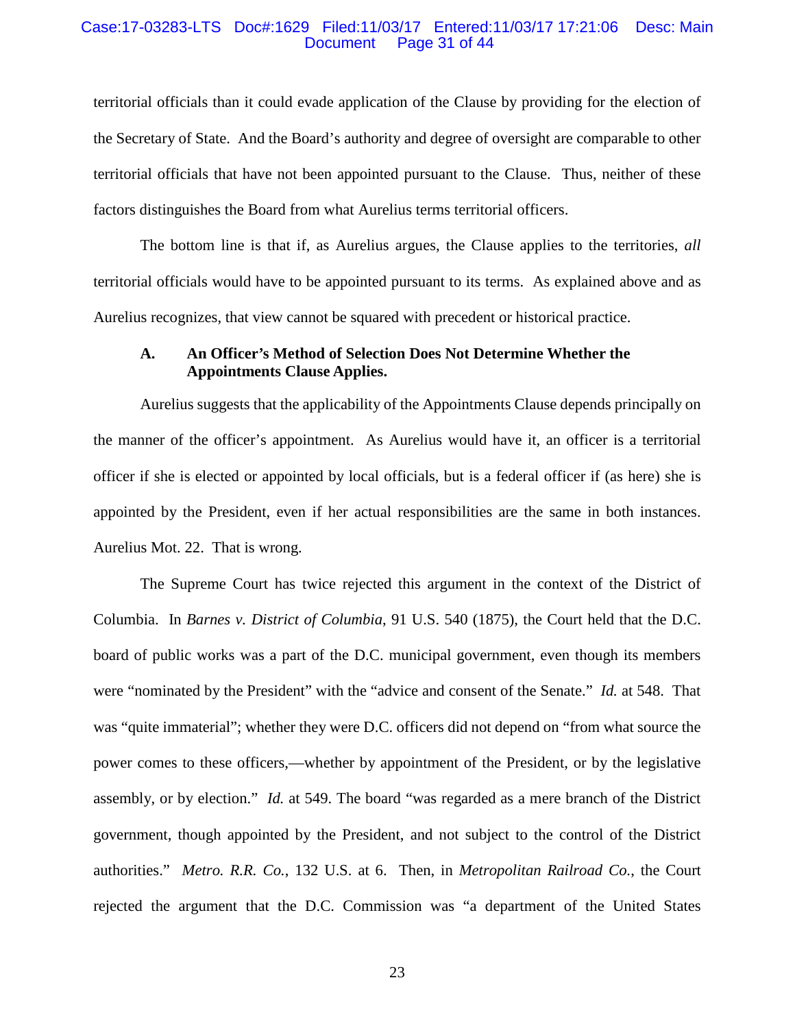territorial officials than it could evade application of the Clause by providing for the election of the Secretary of State. And the Board's authority and degree of oversight are comparable to other territorial officials that have not been appointed pursuant to the Clause. Thus, neither of these factors distinguishes the Board from what Aurelius terms territorial officers.

The bottom line is that if, as Aurelius argues, the Clause applies to the territories, *all* territorial officials would have to be appointed pursuant to its terms. As explained above and as Aurelius recognizes, that view cannot be squared with precedent or historical practice.

### A. An Officer's Method of Selection Does Not Determine Whether the Appointments Clause Applies.

Aurelius suggests that the applicability of the Appointments Clause depends principally on the manner of the officer's appointment. As Aurelius would have it, an officer is a territorial officer if she is elected or appointed by local officials, but is a federal officer if (as here) she is appointed by the President, even if her actual responsibilities are the same in both instances. Aurelius Mot. 22. That is wrong.

The Supreme Court has twice rejected this argument in the context of the District of Columbia. In *Barnes v. District of Columbia*, 91 U.S. 540 (1875), the Court held that the D.C. board of public works was a part of the D.C. municipal government, even though its members were "nominated by the President" with the "advice and consent of the Senate." *Id.* at 548. That was "quite immaterial"; whether they were D.C. officers did not depend on "from what source the power comes to these officers,—whether by appointment of the President, or by the legislative assembly, or by election." *Id.* at 549. The board "was regarded as a mere branch of the District government, though appointed by the President, and not subject to the control of the District authorities." *Metro. R.R. Co.*, 132 U.S. at 6. Then, in *Metropolitan Railroad Co.*, the Court rejected the argument that the D.C. Commission was "a department of the United States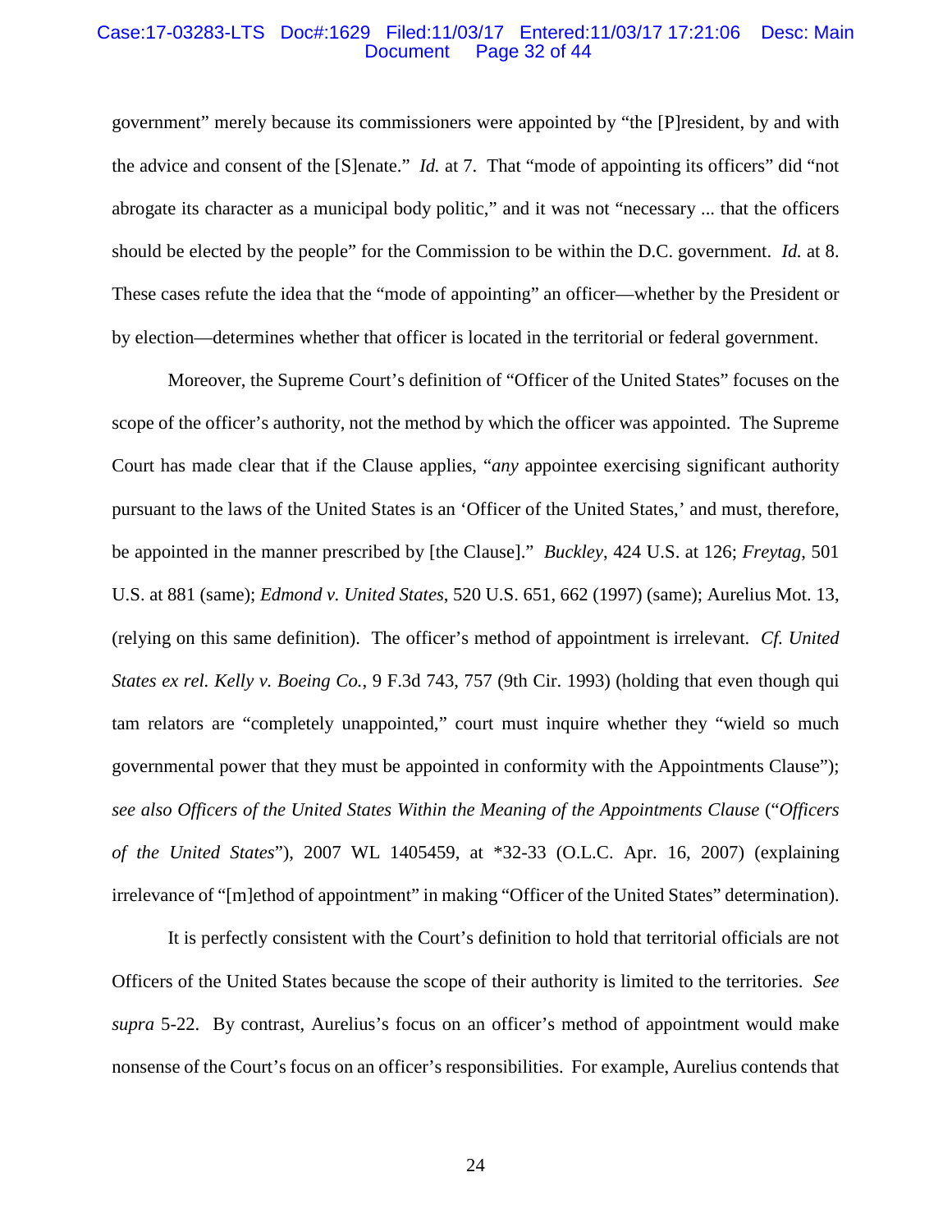government" merely because its commissioners were appointed by "the [P]resident, by and with the advice and consent of the [S]enate." *Id.* at 7. That "mode of appointing its officers" did "not abrogate its character as a municipal body politic," and it was not "necessary ... that the officers should be elected by the people" for the Commission to be within the D.C. government. *Id.* at 8. These cases refute the idea that the "mode of appointing" an officer—whether by the President or by election—determines whether that officer is located in the territorial or federal government.

Moreover, the Supreme Court's definition of "Officer of the United States" focuses on the scope of the officer's authority, not the method by which the officer was appointed. The Supreme Court has made clear that if the Clause applies, "*any* appointee exercising significant authority pursuant to the laws of the United States is an 'Officer of the United States,' and must, therefore, be appointed in the manner prescribed by [the Clause]." *Buckley*, 424 U.S. at 126; *Freytag*, 501 U.S. at 881 (same); *Edmond v. United States*, 520 U.S. 651, 662 (1997) (same); Aurelius Mot. 13, (relying on this same definition). The officer's method of appointment is irrelevant. *Cf. United States ex rel. Kelly v. Boeing Co.*, 9 F.3d 743, 757 (9th Cir. 1993) (holding that even though qui tam relators are "completely unappointed," court must inquire whether they "wield so much governmental power that they must be appointed in conformity with the Appointments Clause"); *see also Officers of the United States Within the Meaning of the Appointments Clause* ("*Officers of the United States*"), 2007 WL 1405459, at *32-33 (O.L.C. Apr. 16, 2007) (explaining irrelevance of "[m]ethod of appointment" in making "Officer of the United States" determination).

It is perfectly consistent with the Court's definition to hold that territorial officials are not Officers of the United States because the scope of their authority is limited to the territories. *See supra* 5-22. By contrast, Aurelius's focus on an officer's method of appointment would make nonsense of the Court's focus on an officer's responsibilities. For example, Aurelius contends that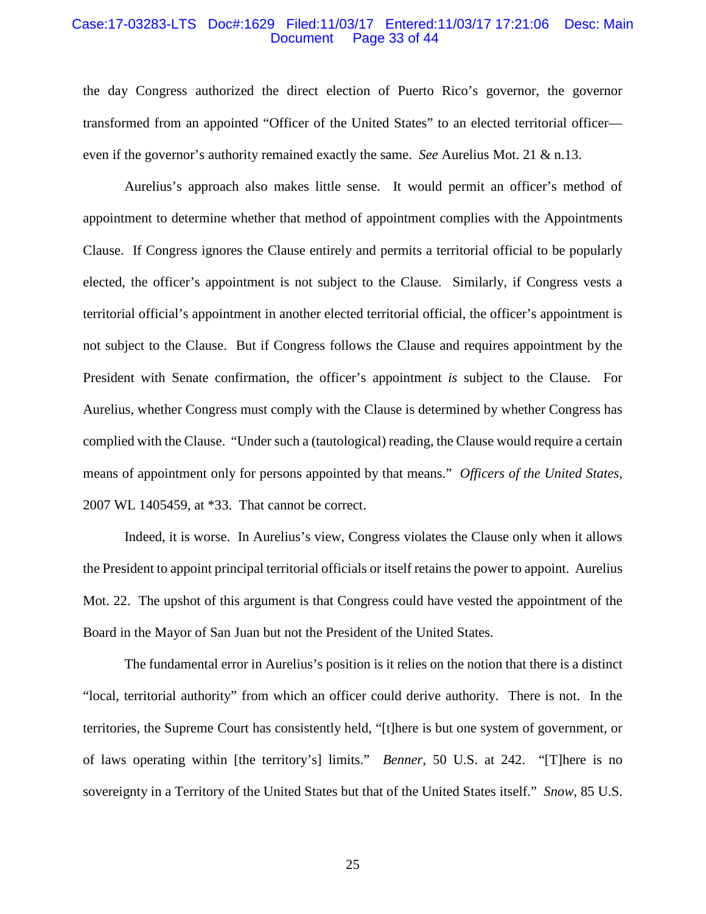the day Congress authorized the direct election of Puerto Rico's governor, the governor transformed from an appointed "Officer of the United States" to an elected territorial officer—even if the governor's authority remained exactly the same. *See* Aurelius Mot. 21 & n.13.

Aurelius's approach also makes little sense. It would permit an officer's method of appointment to determine whether that method of appointment complies with the Appointments Clause. If Congress ignores the Clause entirely and permits a territorial official to be popularly elected, the officer's appointment is not subject to the Clause. Similarly, if Congress vests a territorial official's appointment in another elected territorial official, the officer's appointment is not subject to the Clause. But if Congress follows the Clause and requires appointment by the President with Senate confirmation, the officer's appointment *is* subject to the Clause. For Aurelius, whether Congress must comply with the Clause is determined by whether Congress has complied with the Clause. "Under such a (tautological) reading, the Clause would require a certain means of appointment only for persons appointed by that means." *Officers of the United States*, 2007 WL 1405459, at *33. That cannot be correct.

Indeed, it is worse. In Aurelius's view, Congress violates the Clause only when it allows the President to appoint principal territorial officials or itself retains the power to appoint. Aurelius Mot. 22. The upshot of this argument is that Congress could have vested the appointment of the Board in the Mayor of San Juan but not the President of the United States.

The fundamental error in Aurelius's position is it relies on the notion that there is a distinct "local, territorial authority" from which an officer could derive authority. There is not. In the territories, the Supreme Court has consistently held, "[t]here is but one system of government, or of laws operating within [the territory's] limits." *Benner*, 50 U.S. at 242. "[T]here is no sovereignty in a Territory of the United States but that of the United States itself." *Snow*, 85 U.S.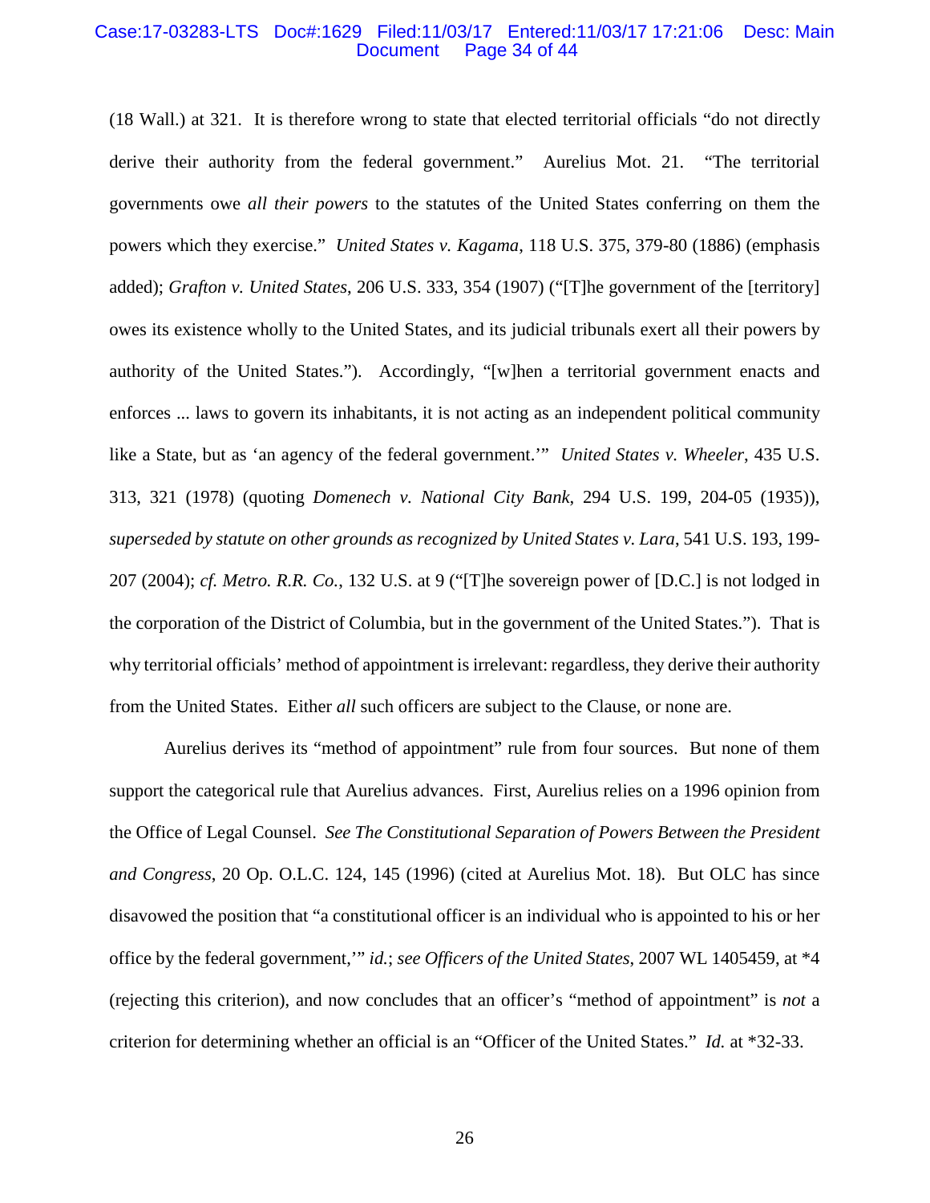(18 Wall.) at 321. It is therefore wrong to state that elected territorial officials "do not directly derive their authority from the federal government." Aurelius Mot. 21. "The territorial governments owe *all their powers* to the statutes of the United States conferring on them the powers which they exercise." *United States v. Kagama*, 118 U.S. 375, 379-80 (1886) (emphasis added); *Grafton v. United States*, 206 U.S. 333, 354 (1907) ("[T]he government of the [territory] owes its existence wholly to the United States, and its judicial tribunals exert all their powers by authority of the United States."). Accordingly, "[w]hen a territorial government enacts and enforces ... laws to govern its inhabitants, it is not acting as an independent political community like a State, but as 'an agency of the federal government.'" *United States v. Wheeler*, 435 U.S. 313, 321 (1978) (quoting *Domenech v. National City Bank*, 294 U.S. 199, 204-05 (1935)), *superseded by statute on other grounds as recognized by United States v. Lara*, 541 U.S. 193, 199-207 (2004); *cf. Metro. R.R. Co.*, 132 U.S. at 9 ("[T]he sovereign power of [D.C.] is not lodged in the corporation of the District of Columbia, but in the government of the United States."). That is why territorial officials' method of appointment is irrelevant: regardless, they derive their authority from the United States. Either *all* such officers are subject to the Clause, or none are.

Aurelius derives its "method of appointment" rule from four sources. But none of them support the categorical rule that Aurelius advances. First, Aurelius relies on a 1996 opinion from the Office of Legal Counsel. *See The Constitutional Separation of Powers Between the President and Congress*, 20 Op. O.L.C. 124, 145 (1996) (cited at Aurelius Mot. 18). But OLC has since disavowed the position that "a constitutional officer is an individual who is appointed to his or her office by the federal government,'" *id.*; *see Officers of the United States*, 2007 WL 1405459, at *4 (rejecting this criterion), and now concludes that an officer's "method of appointment" is *not* a criterion for determining whether an official is an "Officer of the United States." *Id.* at *32-33.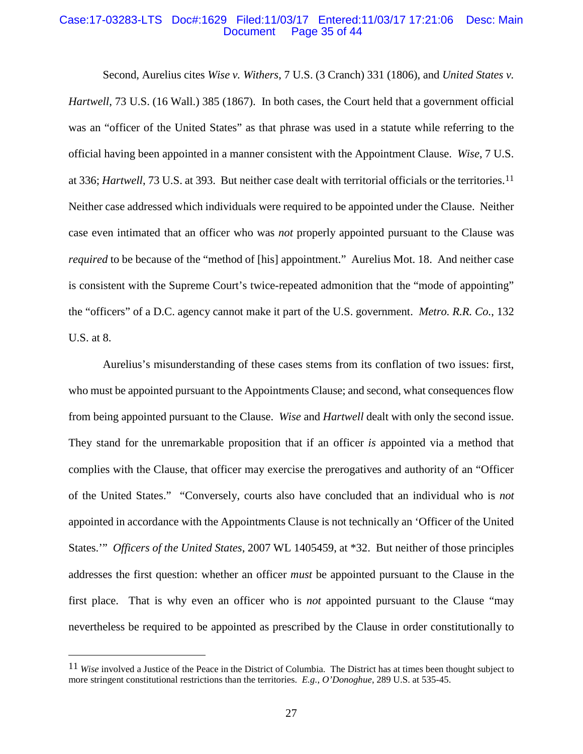Second, Aurelius cites *Wise v. Withers*, 7 U.S. (3 Cranch) 331 (1806), and *United States v. Hartwell*, 73 U.S. (16 Wall.) 385 (1867). In both cases, the Court held that a government official was an "officer of the United States" as that phrase was used in a statute while referring to the official having been appointed in a manner consistent with the Appointment Clause. *Wise*, 7 U.S. at 336; *Hartwell*, 73 U.S. at 393. But neither case dealt with territorial officials or the territories.[11] Neither case addressed which individuals were required to be appointed under the Clause. Neither case even intimated that an officer who was *not* properly appointed pursuant to the Clause was *required* to be because of the "method of [his] appointment." Aurelius Mot. 18. And neither case is consistent with the Supreme Court's twice-repeated admonition that the "mode of appointing" the "officers" of a D.C. agency cannot make it part of the U.S. government. *Metro. R.R. Co.*, 132 U.S. at 8.

Aurelius's misunderstanding of these cases stems from its conflation of two issues: first, who must be appointed pursuant to the Appointments Clause; and second, what consequences flow from being appointed pursuant to the Clause. *Wise* and *Hartwell* dealt with only the second issue. They stand for the unremarkable proposition that if an officer *is* appointed via a method that complies with the Clause, that officer may exercise the prerogatives and authority of an "Officer of the United States." "Conversely, courts also have concluded that an individual who is *not* appointed in accordance with the Appointments Clause is not technically an 'Officer of the United States.'" *Officers of the United States*, 2007 WL 1405459, at *32. But neither of those principles addresses the first question: whether an officer *must* be appointed pursuant to the Clause in the first place. That is why even an officer who is *not* appointed pursuant to the Clause "may nevertheless be required to be appointed as prescribed by the Clause in order constitutionally to

---

[11] *Wise* involved a Justice of the Peace in the District of Columbia. The District has at times been thought subject to more stringent constitutional restrictions than the territories. *E.g.*, *O'Donoghue*, 289 U.S. at 535-45.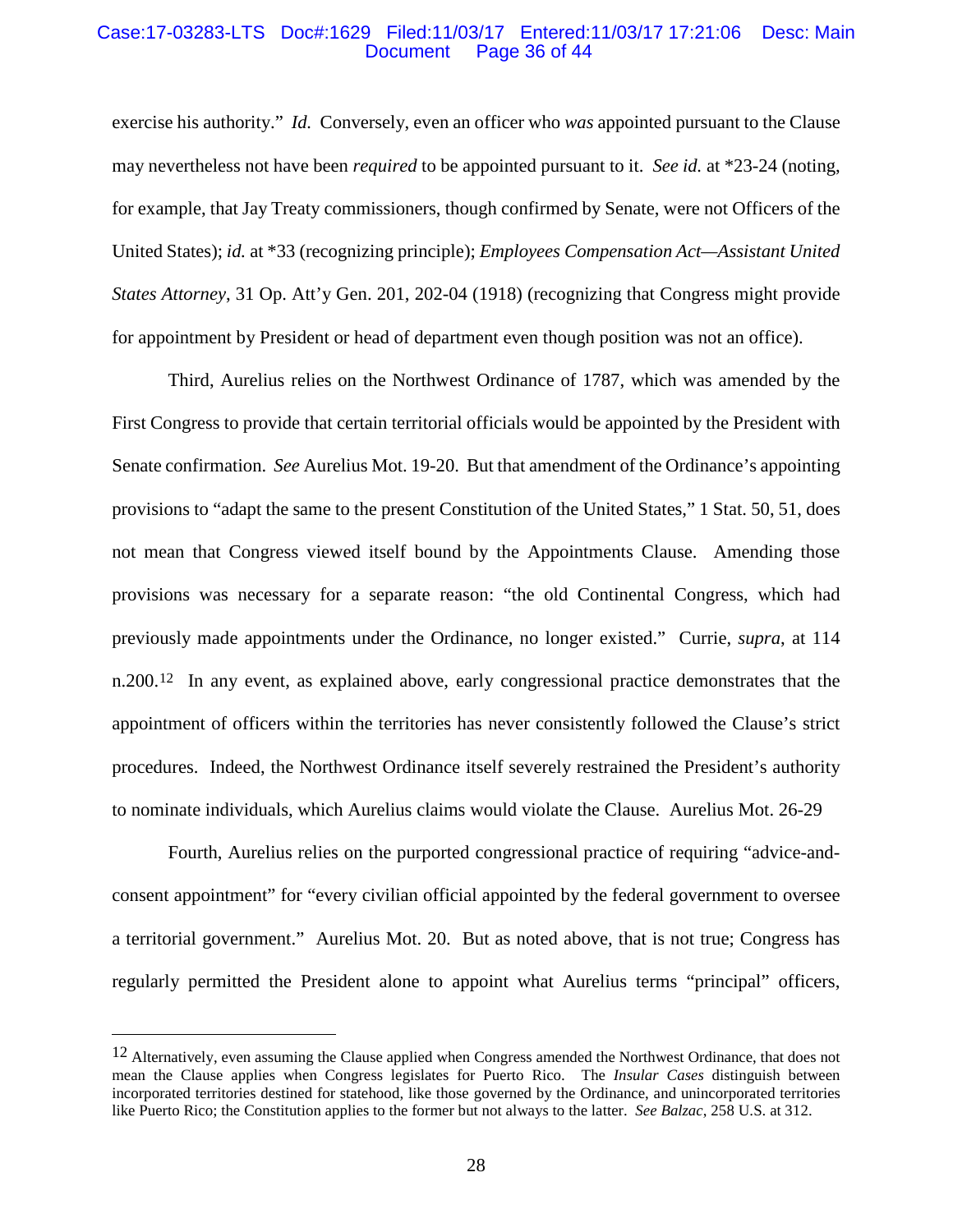exercise his authority." *Id.* Conversely, even an officer who *was* appointed pursuant to the Clause may nevertheless not have been *required* to be appointed pursuant to it. *See id.* at *23-24 (noting, for example, that Jay Treaty commissioners, though confirmed by Senate, were not Officers of the United States); *id.* at *33 (recognizing principle); *Employees Compensation Act—Assistant United States Attorney*, 31 Op. Att'y Gen. 201, 202-04 (1918) (recognizing that Congress might provide for appointment by President or head of department even though position was not an office).

Third, Aurelius relies on the Northwest Ordinance of 1787, which was amended by the First Congress to provide that certain territorial officials would be appointed by the President with Senate confirmation. *See* Aurelius Mot. 19-20. But that amendment of the Ordinance's appointing provisions to "adapt the same to the present Constitution of the United States," 1 Stat. 50, 51, does not mean that Congress viewed itself bound by the Appointments Clause. Amending those provisions was necessary for a separate reason: "the old Continental Congress, which had previously made appointments under the Ordinance, no longer existed." Currie, *supra*, at 114 n.200.[12] In any event, as explained above, early congressional practice demonstrates that the appointment of officers within the territories has never consistently followed the Clause's strict procedures. Indeed, the Northwest Ordinance itself severely restrained the President's authority to nominate individuals, which Aurelius claims would violate the Clause. Aurelius Mot. 26-29

Fourth, Aurelius relies on the purported congressional practice of requiring "advice-and-consent appointment" for "every civilian official appointed by the federal government to oversee a territorial government." Aurelius Mot. 20. But as noted above, that is not true; Congress has regularly permitted the President alone to appoint what Aurelius terms "principal" officers,

---

[12] Alternatively, even assuming the Clause applied when Congress amended the Northwest Ordinance, that does not mean the Clause applies when Congress legislates for Puerto Rico. The *Insular Cases* distinguish between incorporated territories destined for statehood, like those governed by the Ordinance, and unincorporated territories like Puerto Rico; the Constitution applies to the former but not always to the latter. *See Balzac*, 258 U.S. at 312.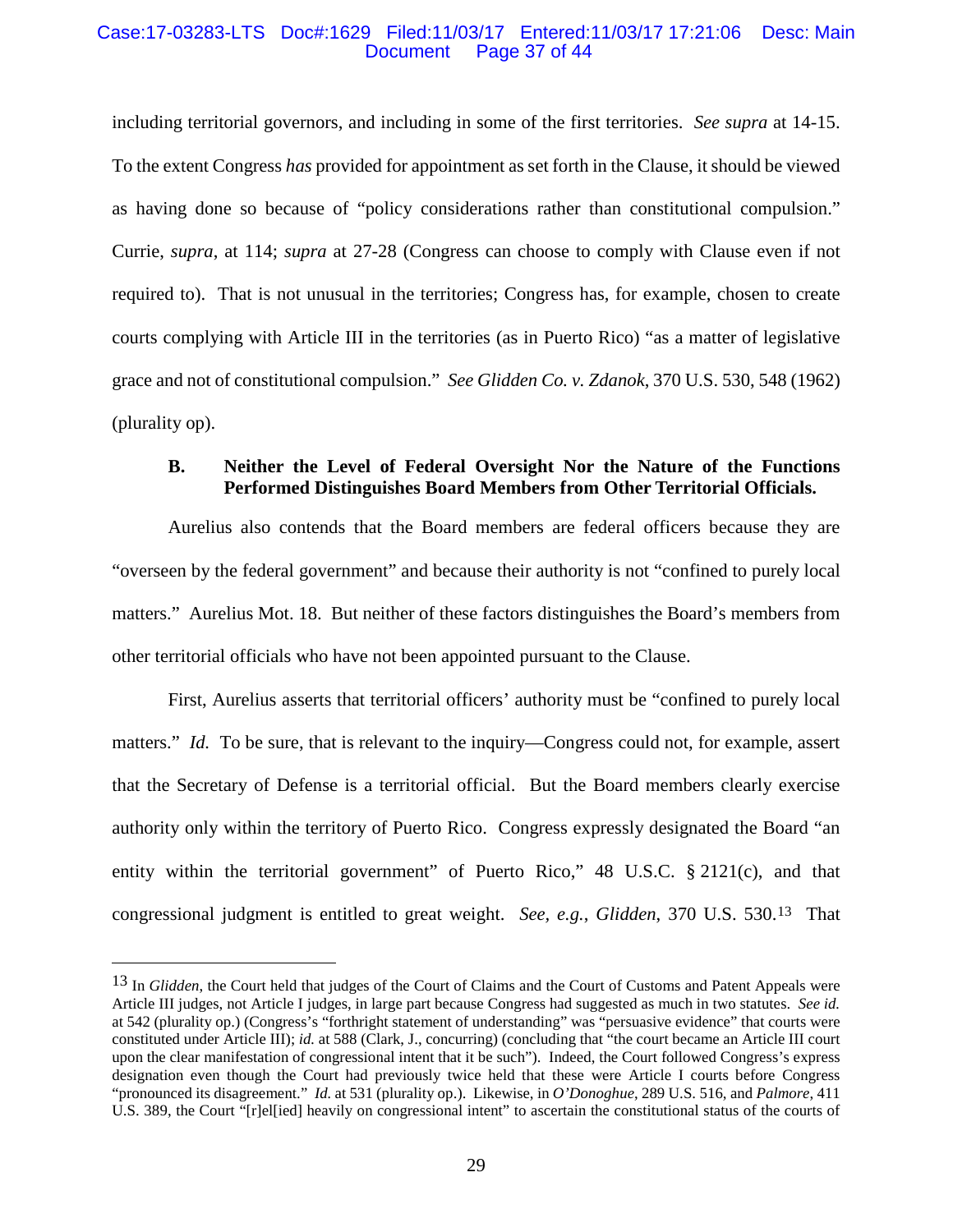including territorial governors, and including in some of the first territories. *See supra* at 14-15. To the extent Congress *has* provided for appointment as set forth in the Clause, it should be viewed as having done so because of "policy considerations rather than constitutional compulsion." Currie, *supra*, at 114; *supra* at 27-28 (Congress can choose to comply with Clause even if not required to). That is not unusual in the territories; Congress has, for example, chosen to create courts complying with Article III in the territories (as in Puerto Rico) "as a matter of legislative grace and not of constitutional compulsion." *See Glidden Co. v. Zdanok*, 370 U.S. 530, 548 (1962) (plurality op).

### B. Neither the Level of Federal Oversight Nor the Nature of the Functions Performed Distinguishes Board Members from Other Territorial Officials.

Aurelius also contends that the Board members are federal officers because they are "overseen by the federal government" and because their authority is not "confined to purely local matters." Aurelius Mot. 18. But neither of these factors distinguishes the Board's members from other territorial officials who have not been appointed pursuant to the Clause.

First, Aurelius asserts that territorial officers' authority must be "confined to purely local matters." *Id.* To be sure, that is relevant to the inquiry—Congress could not, for example, assert that the Secretary of Defense is a territorial official. But the Board members clearly exercise authority only within the territory of Puerto Rico. Congress expressly designated the Board "an entity within the territorial government" of Puerto Rico," 48 U.S.C. § 2121(c), and that congressional judgment is entitled to great weight. *See, e.g.*, *Glidden*, 370 U.S. 530.[13] That

---

[13] In *Glidden*, the Court held that judges of the Court of Claims and the Court of Customs and Patent Appeals were Article III judges, not Article I judges, in large part because Congress had suggested as much in two statutes. *See id.* at 542 (plurality op.) (Congress's "forthright statement of understanding" was "persuasive evidence" that courts were constituted under Article III); *id.* at 588 (Clark, J., concurring) (concluding that "the court became an Article III court upon the clear manifestation of congressional intent that it be such"). Indeed, the Court followed Congress's express designation even though the Court had previously twice held that these were Article I courts before Congress "pronounced its disagreement." *Id.* at 531 (plurality op.). Likewise, in *O'Donoghue*, 289 U.S. 516, and *Palmore*, 411 U.S. 389, the Court "[r]el[ied] heavily on congressional intent" to ascertain the constitutional status of the courts of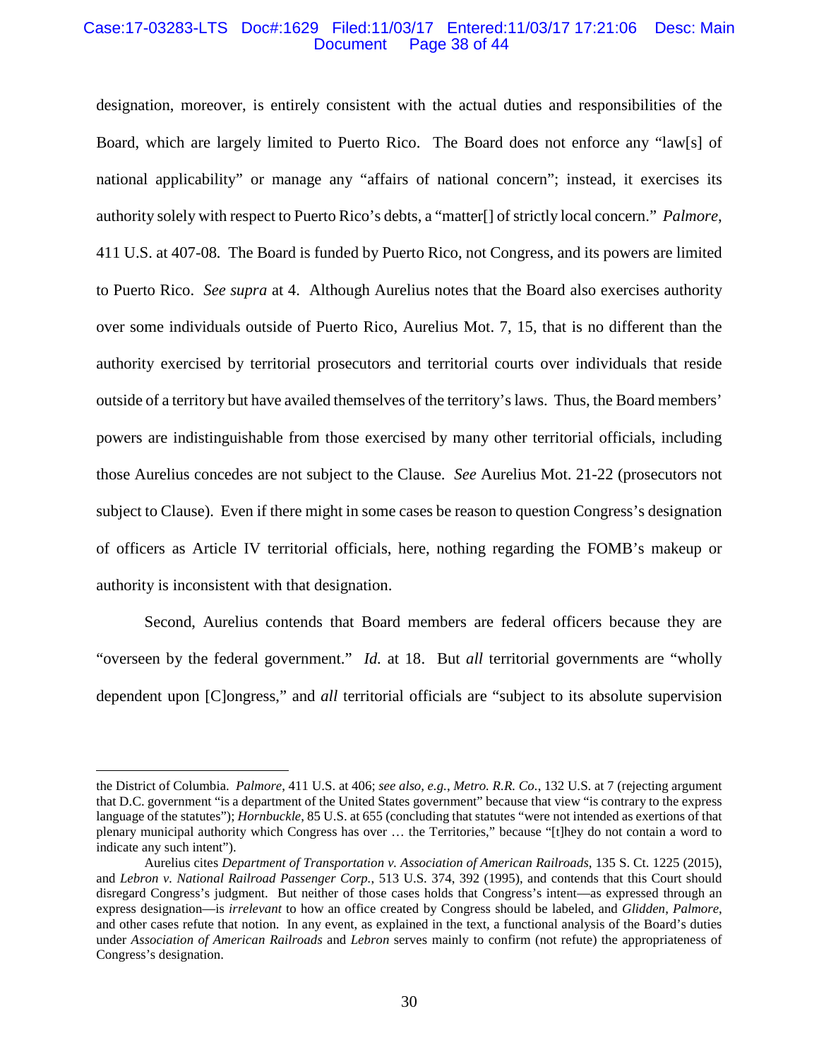designation, moreover, is entirely consistent with the actual duties and responsibilities of the Board, which are largely limited to Puerto Rico. The Board does not enforce any "law[s] of national applicability" or manage any "affairs of national concern"; instead, it exercises its authority solely with respect to Puerto Rico's debts, a "matter[] of strictly local concern." *Palmore*, 411 U.S. at 407-08. The Board is funded by Puerto Rico, not Congress, and its powers are limited to Puerto Rico. *See supra* at 4. Although Aurelius notes that the Board also exercises authority over some individuals outside of Puerto Rico, Aurelius Mot. 7, 15, that is no different than the authority exercised by territorial prosecutors and territorial courts over individuals that reside outside of a territory but have availed themselves of the territory's laws. Thus, the Board members' powers are indistinguishable from those exercised by many other territorial officials, including those Aurelius concedes are not subject to the Clause. *See* Aurelius Mot. 21-22 (prosecutors not subject to Clause). Even if there might in some cases be reason to question Congress's designation of officers as Article IV territorial officials, here, nothing regarding the FOMB's makeup or authority is inconsistent with that designation.

Second, Aurelius contends that Board members are federal officers because they are "overseen by the federal government." *Id.* at 18. But *all* territorial governments are "wholly dependent upon [C]ongress," and *all* territorial officials are "subject to its absolute supervision

---

the District of Columbia. *Palmore*, 411 U.S. at 406; *see also, e.g.*, *Metro. R.R. Co.*, 132 U.S. at 7 (rejecting argument that D.C. government "is a department of the United States government" because that view "is contrary to the express language of the statutes"); *Hornbuckle*, 85 U.S. at 655 (concluding that statutes "were not intended as exertions of that plenary municipal authority which Congress has over … the Territories," because "[t]hey do not contain a word to indicate any such intent").

Aurelius cites *Department of Transportation v. Association of American Railroads*, 135 S. Ct. 1225 (2015), and *Lebron v. National Railroad Passenger Corp.*, 513 U.S. 374, 392 (1995), and contends that this Court should disregard Congress's judgment. But neither of those cases holds that Congress's intent—as expressed through an express designation—is *irrelevant* to how an office created by Congress should be labeled, and *Glidden*, *Palmore*, and other cases refute that notion. In any event, as explained in the text, a functional analysis of the Board's duties under *Association of American Railroads* and *Lebron* serves mainly to confirm (not refute) the appropriateness of Congress's designation.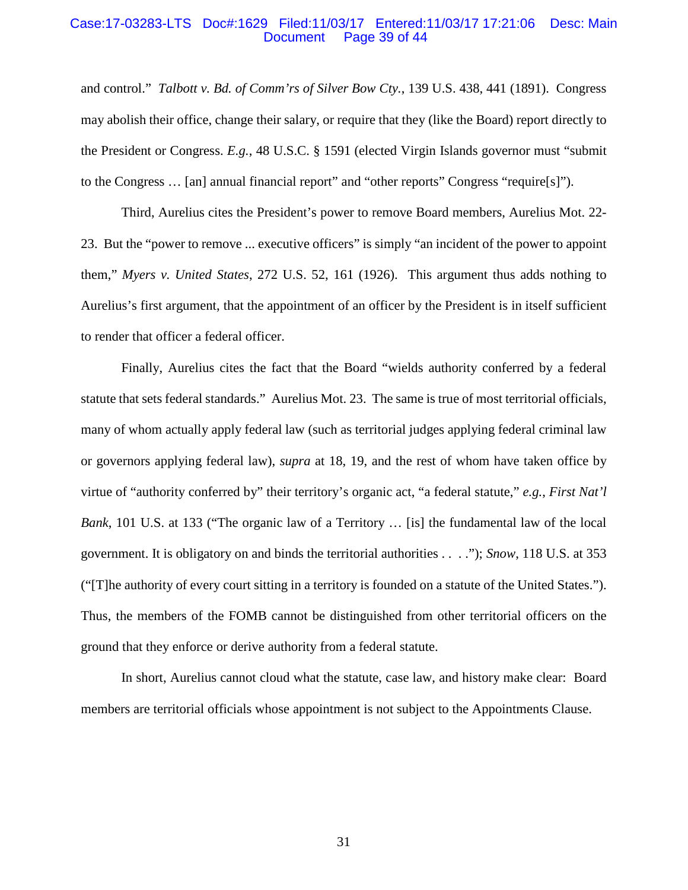and control." *Talbott v. Bd. of Comm'rs of Silver Bow Cty.*, 139 U.S. 438, 441 (1891). Congress may abolish their office, change their salary, or require that they (like the Board) report directly to the President or Congress. *E.g.*, 48 U.S.C. § 1591 (elected Virgin Islands governor must "submit to the Congress … [an] annual financial report" and "other reports" Congress "require[s]").

Third, Aurelius cites the President's power to remove Board members, Aurelius Mot. 22-23. But the "power to remove ... executive officers" is simply "an incident of the power to appoint them," *Myers v. United States*, 272 U.S. 52, 161 (1926). This argument thus adds nothing to Aurelius's first argument, that the appointment of an officer by the President is in itself sufficient to render that officer a federal officer.

Finally, Aurelius cites the fact that the Board "wields authority conferred by a federal statute that sets federal standards." Aurelius Mot. 23. The same is true of most territorial officials, many of whom actually apply federal law (such as territorial judges applying federal criminal law or governors applying federal law), *supra* at 18, 19, and the rest of whom have taken office by virtue of "authority conferred by" their territory's organic act, "a federal statute," *e.g.*, *First Nat'l Bank*, 101 U.S. at 133 ("The organic law of a Territory … [is] the fundamental law of the local government. It is obligatory on and binds the territorial authorities . . . ."); *Snow*, 118 U.S. at 353 ("[T]he authority of every court sitting in a territory is founded on a statute of the United States."). Thus, the members of the FOMB cannot be distinguished from other territorial officers on the ground that they enforce or derive authority from a federal statute.

In short, Aurelius cannot cloud what the statute, case law, and history make clear: Board members are territorial officials whose appointment is not subject to the Appointments Clause.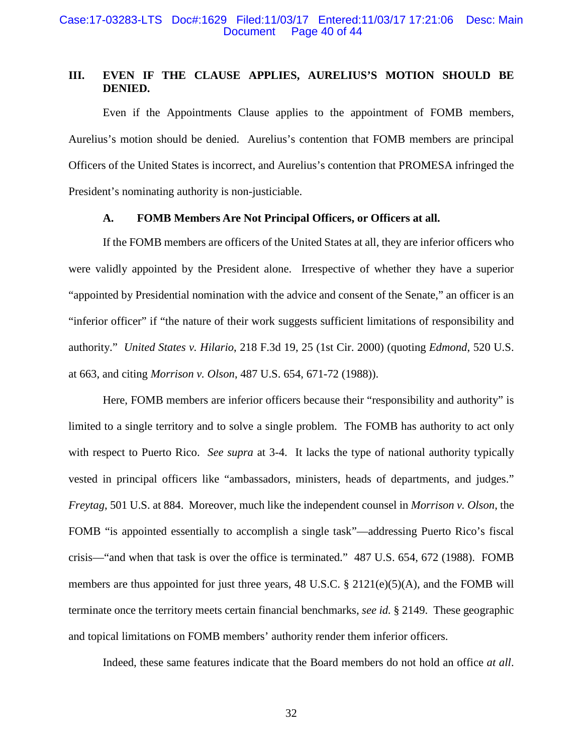## III. EVEN IF THE CLAUSE APPLIES, AURELIUS'S MOTION SHOULD BE DENIED.

Even if the Appointments Clause applies to the appointment of FOMB members, Aurelius's motion should be denied. Aurelius's contention that FOMB members are principal Officers of the United States is incorrect, and Aurelius's contention that PROMESA infringed the President's nominating authority is non-justiciable.

### A. FOMB Members Are Not Principal Officers, or Officers at all.

If the FOMB members are officers of the United States at all, they are inferior officers who were validly appointed by the President alone. Irrespective of whether they have a superior "appointed by Presidential nomination with the advice and consent of the Senate," an officer is an "inferior officer" if "the nature of their work suggests sufficient limitations of responsibility and authority." *United States v. Hilario*, 218 F.3d 19, 25 (1st Cir. 2000) (quoting *Edmond*, 520 U.S. at 663, and citing *Morrison v. Olson*, 487 U.S. 654, 671-72 (1988)).

Here, FOMB members are inferior officers because their "responsibility and authority" is limited to a single territory and to solve a single problem. The FOMB has authority to act only with respect to Puerto Rico. *See supra* at 3-4. It lacks the type of national authority typically vested in principal officers like "ambassadors, ministers, heads of departments, and judges." *Freytag*, 501 U.S. at 884. Moreover, much like the independent counsel in *Morrison v. Olson*, the FOMB "is appointed essentially to accomplish a single task"—addressing Puerto Rico's fiscal crisis—"and when that task is over the office is terminated." 487 U.S. 654, 672 (1988). FOMB members are thus appointed for just three years, 48 U.S.C. § 2121(e)(5)(A), and the FOMB will terminate once the territory meets certain financial benchmarks, *see id.* § 2149. These geographic and topical limitations on FOMB members' authority render them inferior officers.

Indeed, these same features indicate that the Board members do not hold an office *at all*.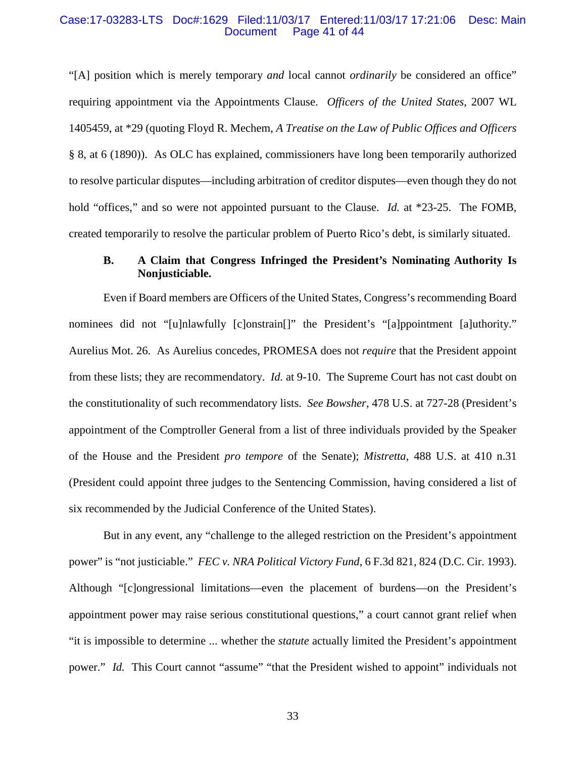"[A] position which is merely temporary *and* local cannot *ordinarily* be considered an office" requiring appointment via the Appointments Clause. *Officers of the United States*, 2007 WL 1405459, at *29 (quoting Floyd R. Mechem, *A Treatise on the Law of Public Offices and Officers* § 8, at 6 (1890)). As OLC has explained, commissioners have long been temporarily authorized to resolve particular disputes—including arbitration of creditor disputes—even though they do not hold "offices," and so were not appointed pursuant to the Clause. *Id.* at *23-25. The FOMB, created temporarily to resolve the particular problem of Puerto Rico's debt, is similarly situated.

### B. A Claim that Congress Infringed the President's Nominating Authority Is Nonjusticiable.

Even if Board members are Officers of the United States, Congress's recommending Board nominees did not "[u]nlawfully [c]onstrain[]" the President's "[a]ppointment [a]uthority." Aurelius Mot. 26. As Aurelius concedes, PROMESA does not *require* that the President appoint from these lists; they are recommendatory. *Id.* at 9-10. The Supreme Court has not cast doubt on the constitutionality of such recommendatory lists. *See Bowsher*, 478 U.S. at 727-28 (President's appointment of the Comptroller General from a list of three individuals provided by the Speaker of the House and the President *pro tempore* of the Senate); *Mistretta*, 488 U.S. at 410 n.31 (President could appoint three judges to the Sentencing Commission, having considered a list of six recommended by the Judicial Conference of the United States).

But in any event, any "challenge to the alleged restriction on the President's appointment power" is "not justiciable." *FEC v. NRA Political Victory Fund*, 6 F.3d 821, 824 (D.C. Cir. 1993). Although "[c]ongressional limitations—even the placement of burdens—on the President's appointment power may raise serious constitutional questions," a court cannot grant relief when "it is impossible to determine ... whether the *statute* actually limited the President's appointment power." *Id.* This Court cannot "assume" "that the President wished to appoint" individuals not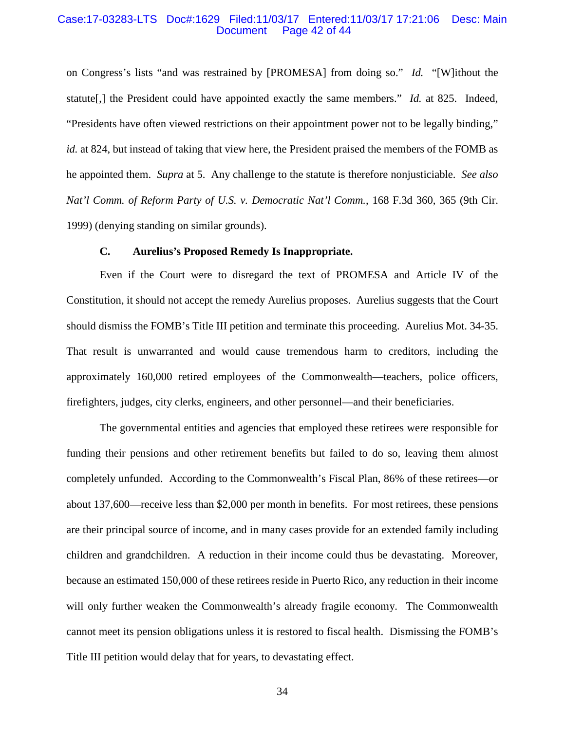on Congress's lists "and was restrained by [PROMESA] from doing so." *Id.* "[W]ithout the statute[,] the President could have appointed exactly the same members." *Id.* at 825. Indeed, "Presidents have often viewed restrictions on their appointment power not to be legally binding," *id.* at 824, but instead of taking that view here, the President praised the members of the FOMB as he appointed them. *Supra* at 5. Any challenge to the statute is therefore nonjusticiable. *See also Nat'l Comm. of Reform Party of U.S. v. Democratic Nat'l Comm.*, 168 F.3d 360, 365 (9th Cir. 1999) (denying standing on similar grounds).

### C. Aurelius's Proposed Remedy Is Inappropriate.

Even if the Court were to disregard the text of PROMESA and Article IV of the Constitution, it should not accept the remedy Aurelius proposes. Aurelius suggests that the Court should dismiss the FOMB's Title III petition and terminate this proceeding. Aurelius Mot. 34-35. That result is unwarranted and would cause tremendous harm to creditors, including the approximately 160,000 retired employees of the Commonwealth—teachers, police officers, firefighters, judges, city clerks, engineers, and other personnel—and their beneficiaries.

The governmental entities and agencies that employed these retirees were responsible for funding their pensions and other retirement benefits but failed to do so, leaving them almost completely unfunded. According to the Commonwealth's Fiscal Plan, 86% of these retirees—or about 137,600—receive less than $2,000 per month in benefits. For most retirees, these pensions are their principal source of income, and in many cases provide for an extended family including children and grandchildren. A reduction in their income could thus be devastating. Moreover, because an estimated 150,000 of these retirees reside in Puerto Rico, any reduction in their income will only further weaken the Commonwealth's already fragile economy. The Commonwealth cannot meet its pension obligations unless it is restored to fiscal health. Dismissing the FOMB's Title III petition would delay that for years, to devastating effect.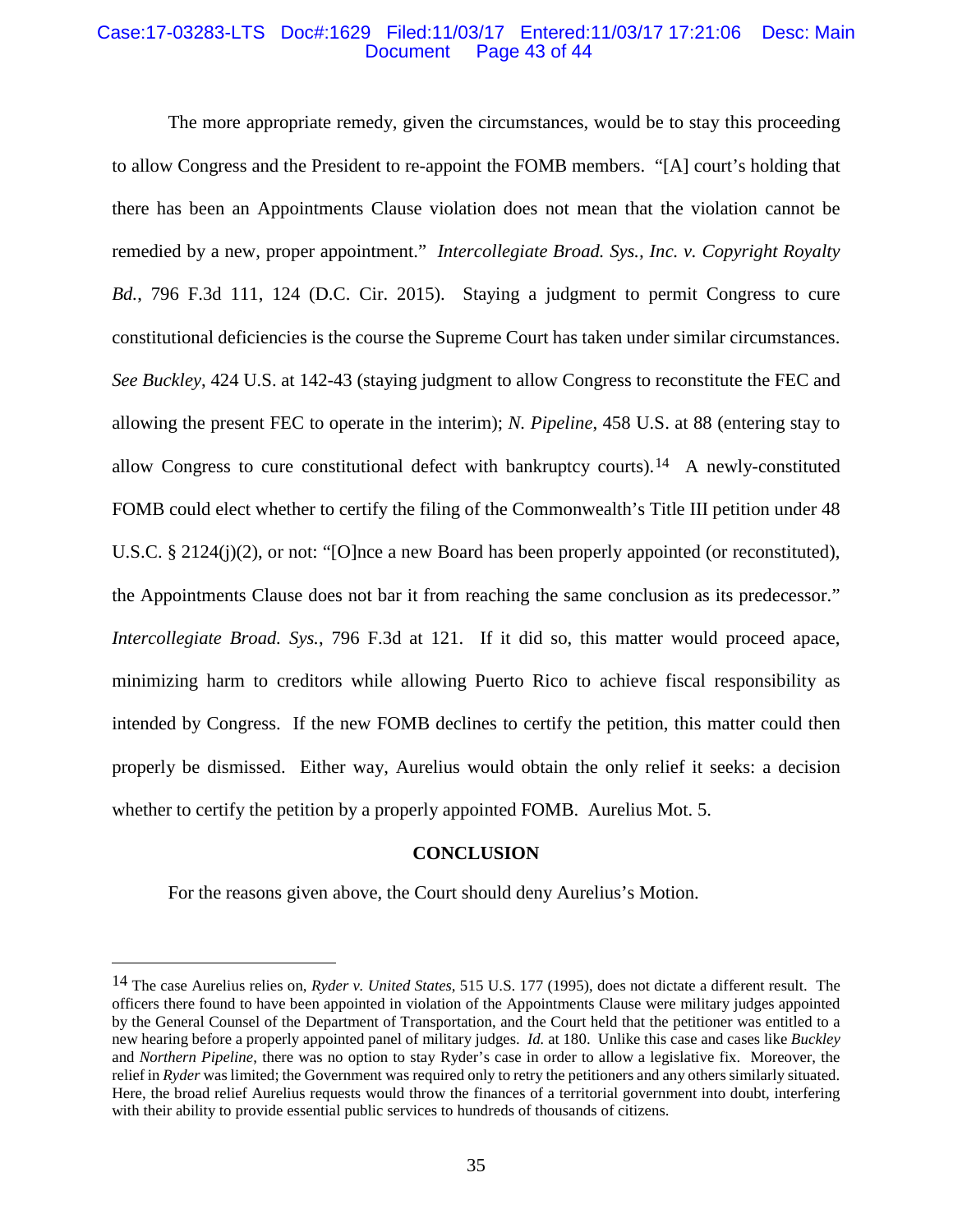The more appropriate remedy, given the circumstances, would be to stay this proceeding to allow Congress and the President to re-appoint the FOMB members. "[A] court's holding that there has been an Appointments Clause violation does not mean that the violation cannot be remedied by a new, proper appointment." *Intercollegiate Broad. Sys., Inc. v. Copyright Royalty Bd.*, 796 F.3d 111, 124 (D.C. Cir. 2015). Staying a judgment to permit Congress to cure constitutional deficiencies is the course the Supreme Court has taken under similar circumstances. *See Buckley*, 424 U.S. at 142-43 (staying judgment to allow Congress to reconstitute the FEC and allowing the present FEC to operate in the interim); *N. Pipeline*, 458 U.S. at 88 (entering stay to allow Congress to cure constitutional defect with bankruptcy courts).[14] A newly-constituted FOMB could elect whether to certify the filing of the Commonwealth's Title III petition under 48 U.S.C. § 2124(j)(2), or not: "[O]nce a new Board has been properly appointed (or reconstituted), the Appointments Clause does not bar it from reaching the same conclusion as its predecessor." *Intercollegiate Broad. Sys.*, 796 F.3d at 121. If it did so, this matter would proceed apace, minimizing harm to creditors while allowing Puerto Rico to achieve fiscal responsibility as intended by Congress. If the new FOMB declines to certify the petition, this matter could then properly be dismissed. Either way, Aurelius would obtain the only relief it seeks: a decision whether to certify the petition by a properly appointed FOMB. Aurelius Mot. 5.

## CONCLUSION

For the reasons given above, the Court should deny Aurelius's Motion.

---

[14] The case Aurelius relies on, *Ryder v. United States*, 515 U.S. 177 (1995), does not dictate a different result. The officers there found to have been appointed in violation of the Appointments Clause were military judges appointed by the General Counsel of the Department of Transportation, and the Court held that the petitioner was entitled to a new hearing before a properly appointed panel of military judges. *Id.* at 180. Unlike this case and cases like *Buckley* and *Northern Pipeline*, there was no option to stay Ryder's case in order to allow a legislative fix. Moreover, the relief in *Ryder* was limited; the Government was required only to retry the petitioners and any others similarly situated. Here, the broad relief Aurelius requests would throw the finances of a territorial government into doubt, interfering with their ability to provide essential public services to hundreds of thousands of citizens.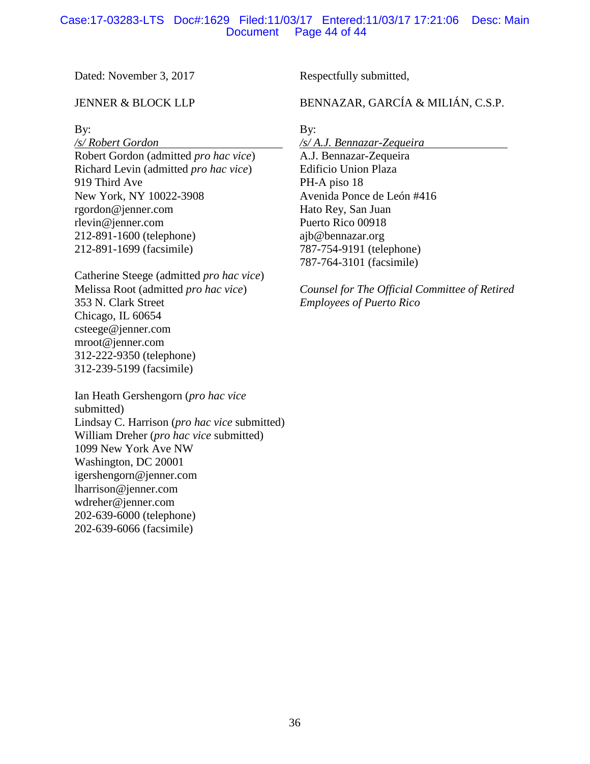Dated: November 3, 2017

Respectfully submitted,

JENNER & BLOCK LLP

By:
*/s/ Robert Gordon*
Robert Gordon (admitted *pro hac vice*)
Richard Levin (admitted *pro hac vice*)
919 Third Ave
New York, NY 10022-3908
rgordon@jenner.com
rlevin@jenner.com
212-891-1600 (telephone)
212-891-1699 (facsimile)

Catherine Steege (admitted *pro hac vice*)
Melissa Root (admitted *pro hac vice*)
353 N. Clark Street
Chicago, IL 60654
csteege@jenner.com
mroot@jenner.com
312-222-9350 (telephone)
312-239-5199 (facsimile)

Ian Heath Gershengorn (*pro hac vice* submitted)
Lindsay C. Harrison (*pro hac vice* submitted)
William Dreher (*pro hac vice* submitted)
1099 New York Ave NW
Washington, DC 20001
igershengorn@jenner.com
lharrison@jenner.com
wdreher@jenner.com
202-639-6000 (telephone)
202-639-6066 (facsimile)

BENNAZAR, GARCÍA & MILIÁN, C.S.P.

By:
*/s/ A.J. Bennazar-Zequeira*
A.J. Bennazar-Zequeira
Edificio Union Plaza
PH-A piso 18
Avenida Ponce de León #416
Hato Rey, San Juan
Puerto Rico 00918
ajb@bennazar.org
787-754-9191 (telephone)
787-764-3101 (facsimile)

*Counsel for The Official Committee of Retired Employees of Puerto Rico*